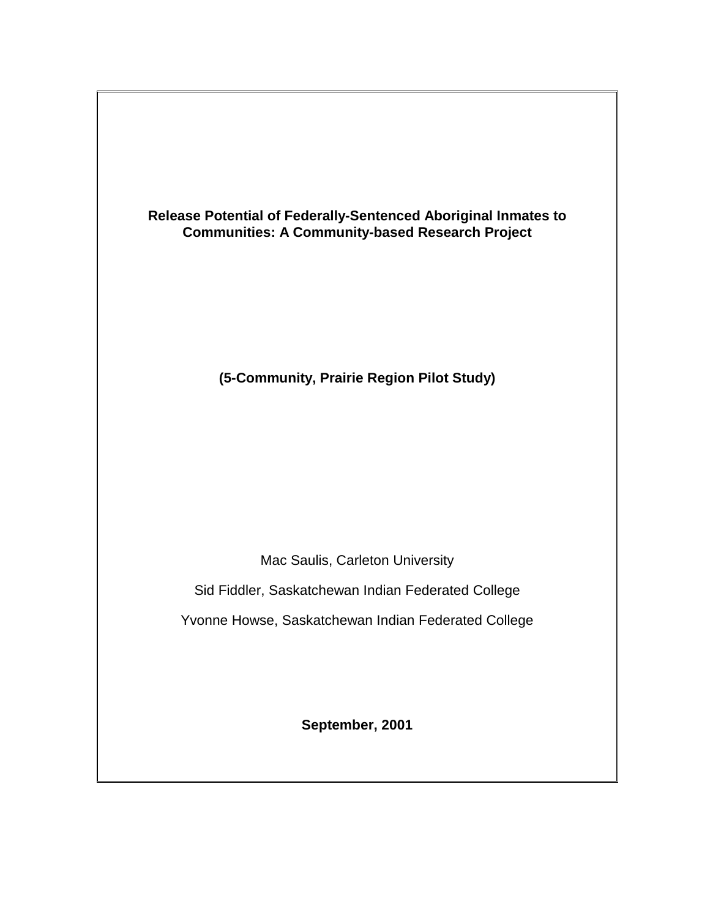# Release Potential of Federally-Sentenced Aboriginal Inmates to Communities: A Community-based Research Project

**(5-Community, Prairie Region Pilot Study)**

Mac Saulis, Carleton University

Sid Fiddler, Saskatchewan Indian Federated College

Yvonne Howse, Saskatchewan Indian Federated College

**September, 2001**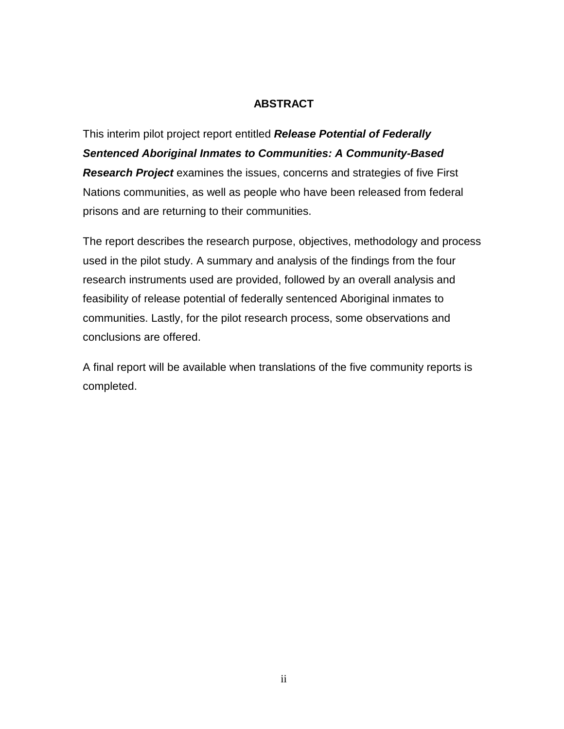# ABSTRACT

This interim pilot project report entitled ***Release Potential of Federally Sentenced Aboriginal Inmates to Communities: A Community-Based Research Project*** examines the issues, concerns and strategies of five First Nations communities, as well as people who have been released from federal prisons and are returning to their communities.

The report describes the research purpose, objectives, methodology and process used in the pilot study. A summary and analysis of the findings from the four research instruments used are provided, followed by an overall analysis and feasibility of release potential of federally sentenced Aboriginal inmates to communities. Lastly, for the pilot research process, some observations and conclusions are offered.

A final report will be available when translations of the five community reports is completed.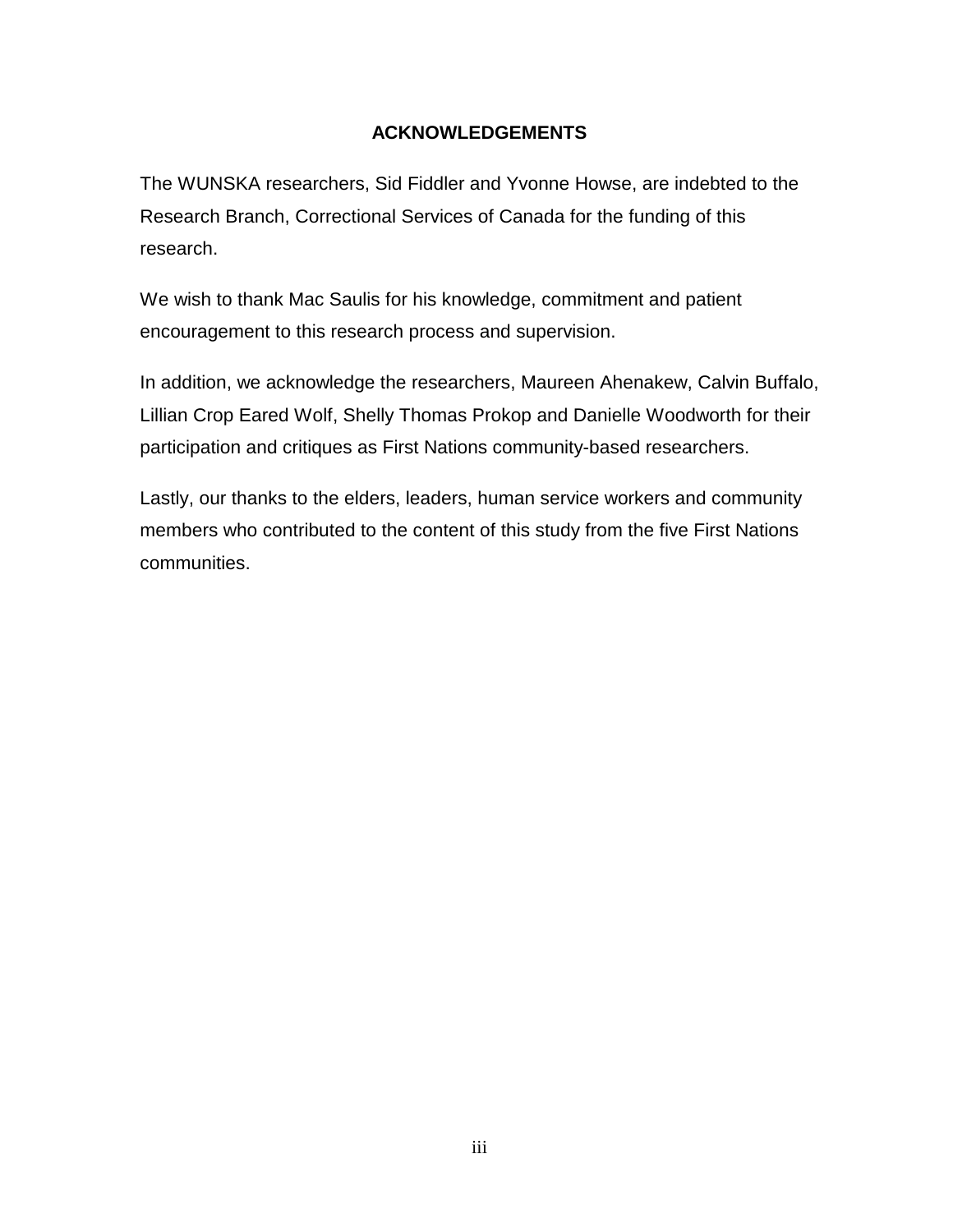## ACKNOWLEDGEMENTS

The WUNSKA researchers, Sid Fiddler and Yvonne Howse, are indebted to the Research Branch, Correctional Services of Canada for the funding of this research.

We wish to thank Mac Saulis for his knowledge, commitment and patient encouragement to this research process and supervision.

In addition, we acknowledge the researchers, Maureen Ahenakew, Calvin Buffalo, Lillian Crop Eared Wolf, Shelly Thomas Prokop and Danielle Woodworth for their participation and critiques as First Nations community-based researchers.

Lastly, our thanks to the elders, leaders, human service workers and community members who contributed to the content of this study from the five First Nations communities.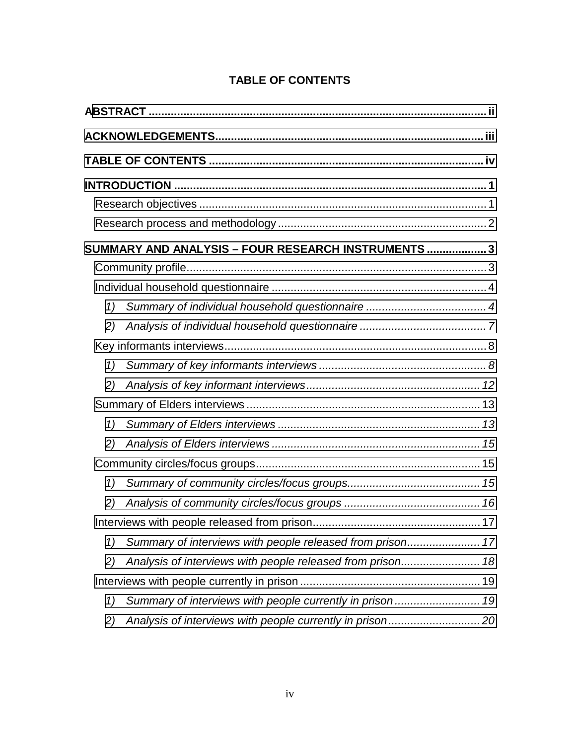**TABLE OF CONTENTS**

**ABSTRACT** .......... ii

**ACKNOWLEDGEMENTS** .......... iii

**TABLE OF CONTENTS** .......... iv

**INTRODUCTION** .......... 1

- Research objectives .......... 1
- Research process and methodology .......... 2

**SUMMARY AND ANALYSIS – FOUR RESEARCH INSTRUMENTS** .......... 3

- Community profile .......... 3
- Individual household questionnaire .......... 4
  - *1) Summary of individual household questionnaire* .......... 4
  - *2) Analysis of individual household questionnaire* .......... 7
- Key informants interviews .......... 8
  - *1) Summary of key informants interviews* .......... 8
  - *2) Analysis of key informant interviews* .......... 12
- Summary of Elders interviews .......... 13
  - *1) Summary of Elders interviews* .......... 13
  - *2) Analysis of Elders interviews* .......... 15
- Community circles/focus groups .......... 15
  - *1) Summary of community circles/focus groups* .......... 15
  - *2) Analysis of community circles/focus groups* .......... 16
- Interviews with people released from prison .......... 17
  - *1) Summary of interviews with people released from prison* .......... 17
  - *2) Analysis of interviews with people released from prison* .......... 18
- Interviews with people currently in prison .......... 19
  - *1) Summary of interviews with people currently in prison* .......... 19
  - *2) Analysis of interviews with people currently in prison* .......... 20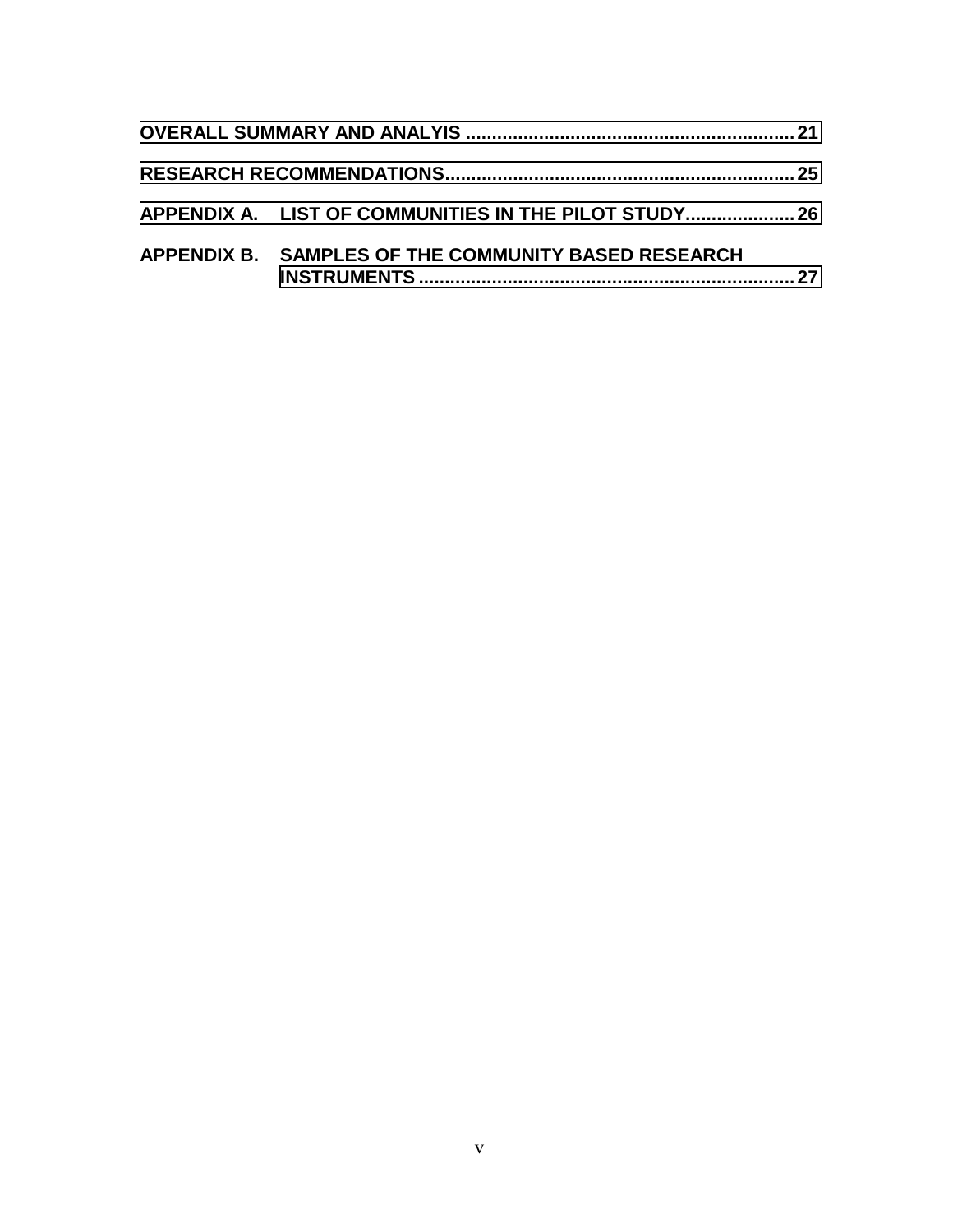**OVERALL SUMMARY AND ANALYIS .............................................................. 21**

**RESEARCH RECOMMENDATIONS.................................................................. 25**

**APPENDIX A. LIST OF COMMUNITIES IN THE PILOT STUDY..................... 26**

**APPENDIX B. SAMPLES OF THE COMMUNITY BASED RESEARCH INSTRUMENTS ....................................................................... 27**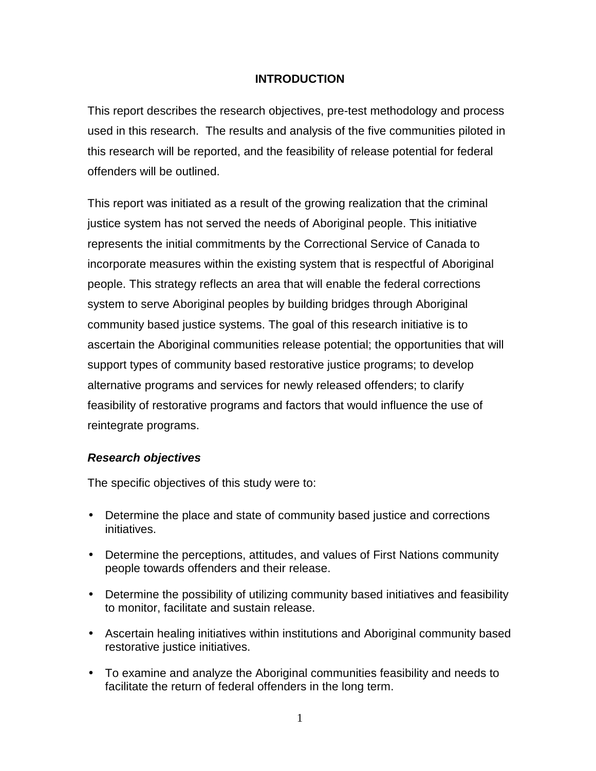# INTRODUCTION

This report describes the research objectives, pre-test methodology and process used in this research. The results and analysis of the five communities piloted in this research will be reported, and the feasibility of release potential for federal offenders will be outlined.

This report was initiated as a result of the growing realization that the criminal justice system has not served the needs of Aboriginal people. This initiative represents the initial commitments by the Correctional Service of Canada to incorporate measures within the existing system that is respectful of Aboriginal people. This strategy reflects an area that will enable the federal corrections system to serve Aboriginal peoples by building bridges through Aboriginal community based justice systems. The goal of this research initiative is to ascertain the Aboriginal communities release potential; the opportunities that will support types of community based restorative justice programs; to develop alternative programs and services for newly released offenders; to clarify feasibility of restorative programs and factors that would influence the use of reintegrate programs.

### *Research objectives*

The specific objectives of this study were to:

- Determine the place and state of community based justice and corrections initiatives.
- Determine the perceptions, attitudes, and values of First Nations community people towards offenders and their release.
- Determine the possibility of utilizing community based initiatives and feasibility to monitor, facilitate and sustain release.
- Ascertain healing initiatives within institutions and Aboriginal community based restorative justice initiatives.
- To examine and analyze the Aboriginal communities feasibility and needs to facilitate the return of federal offenders in the long term.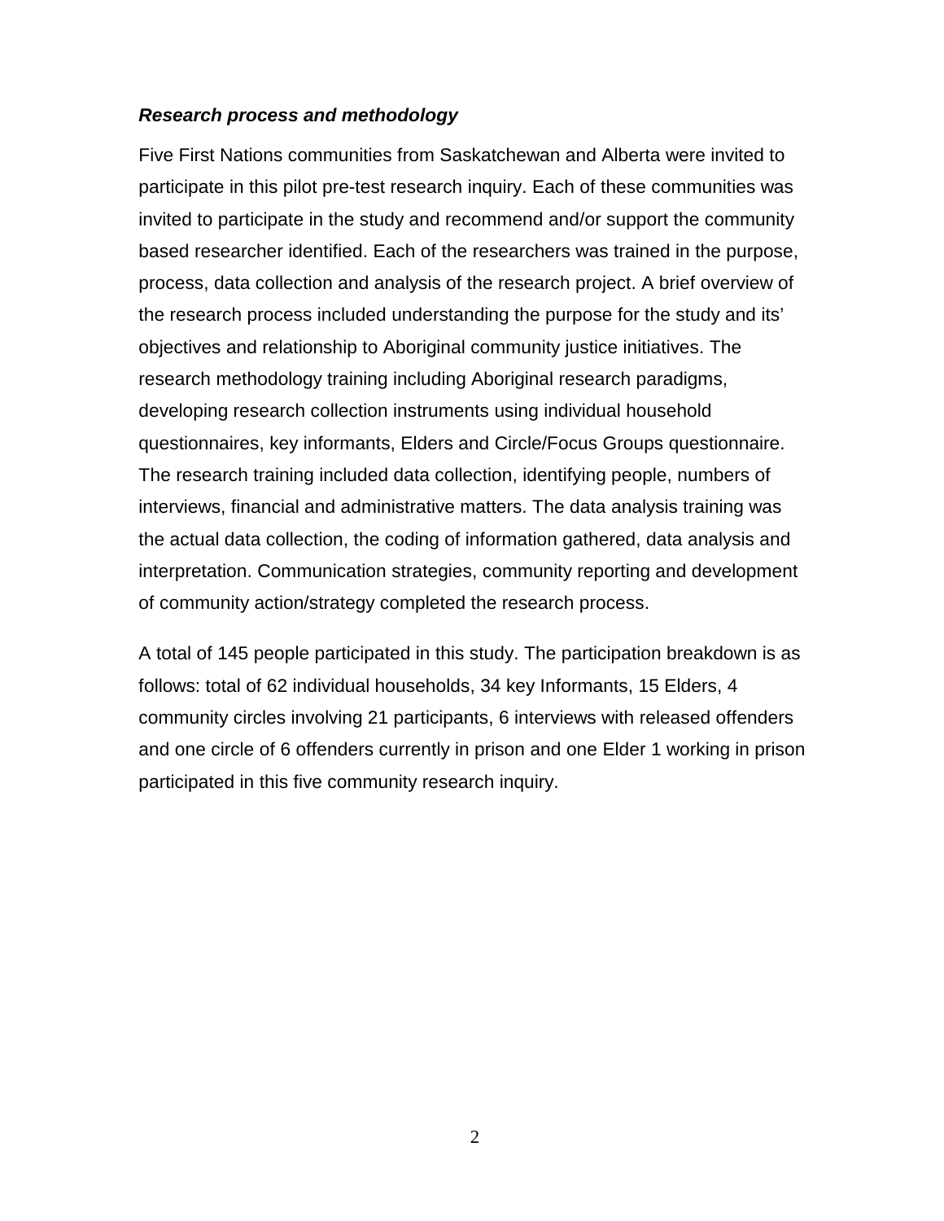***Research process and methodology***

Five First Nations communities from Saskatchewan and Alberta were invited to participate in this pilot pre-test research inquiry. Each of these communities was invited to participate in the study and recommend and/or support the community based researcher identified. Each of the researchers was trained in the purpose, process, data collection and analysis of the research project. A brief overview of the research process included understanding the purpose for the study and its' objectives and relationship to Aboriginal community justice initiatives. The research methodology training including Aboriginal research paradigms, developing research collection instruments using individual household questionnaires, key informants, Elders and Circle/Focus Groups questionnaire. The research training included data collection, identifying people, numbers of interviews, financial and administrative matters. The data analysis training was the actual data collection, the coding of information gathered, data analysis and interpretation. Communication strategies, community reporting and development of community action/strategy completed the research process.

A total of 145 people participated in this study. The participation breakdown is as follows: total of 62 individual households, 34 key Informants, 15 Elders, 4 community circles involving 21 participants, 6 interviews with released offenders and one circle of 6 offenders currently in prison and one Elder 1 working in prison participated in this five community research inquiry.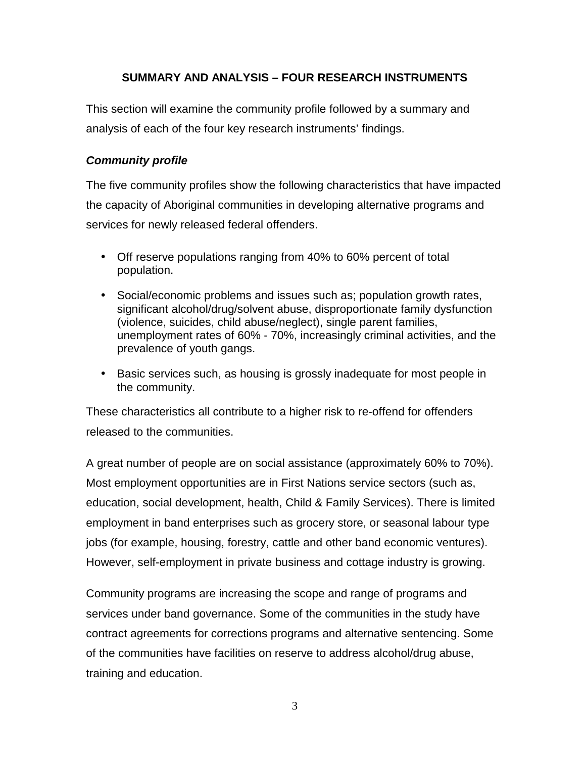## SUMMARY AND ANALYSIS – FOUR RESEARCH INSTRUMENTS

This section will examine the community profile followed by a summary and analysis of each of the four key research instruments' findings.

### *Community profile*

The five community profiles show the following characteristics that have impacted the capacity of Aboriginal communities in developing alternative programs and services for newly released federal offenders.

- Off reserve populations ranging from 40% to 60% percent of total population.
- Social/economic problems and issues such as; population growth rates, significant alcohol/drug/solvent abuse, disproportionate family dysfunction (violence, suicides, child abuse/neglect), single parent families, unemployment rates of 60% - 70%, increasingly criminal activities, and the prevalence of youth gangs.
- Basic services such, as housing is grossly inadequate for most people in the community.

These characteristics all contribute to a higher risk to re-offend for offenders released to the communities.

A great number of people are on social assistance (approximately 60% to 70%). Most employment opportunities are in First Nations service sectors (such as, education, social development, health, Child & Family Services). There is limited employment in band enterprises such as grocery store, or seasonal labour type jobs (for example, housing, forestry, cattle and other band economic ventures). However, self-employment in private business and cottage industry is growing.

Community programs are increasing the scope and range of programs and services under band governance. Some of the communities in the study have contract agreements for corrections programs and alternative sentencing. Some of the communities have facilities on reserve to address alcohol/drug abuse, training and education.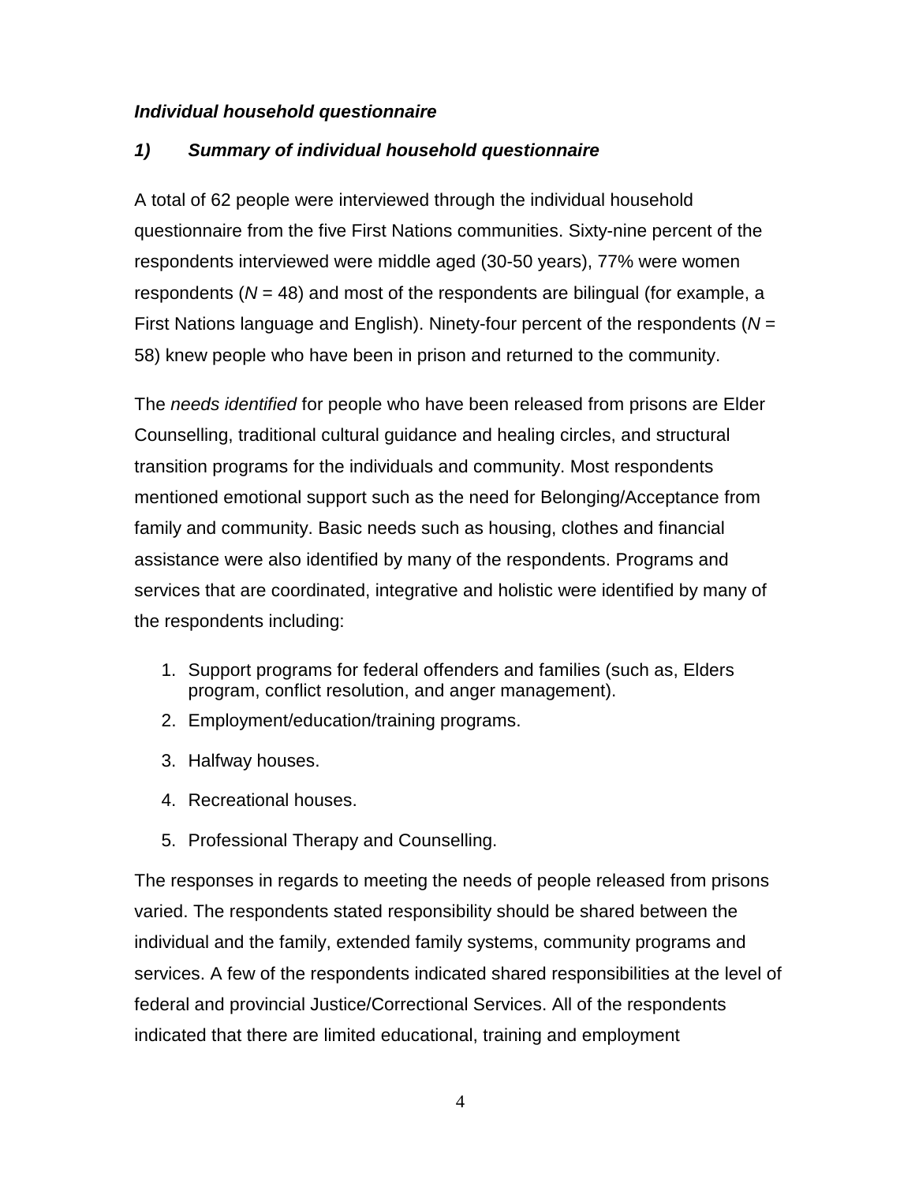### *Individual household questionnaire*

### *1) Summary of individual household questionnaire*

A total of 62 people were interviewed through the individual household questionnaire from the five First Nations communities. Sixty-nine percent of the respondents interviewed were middle aged (30-50 years), 77% were women respondents (*N* = 48) and most of the respondents are bilingual (for example, a First Nations language and English). Ninety-four percent of the respondents (*N* = 58) knew people who have been in prison and returned to the community.

The *needs identified* for people who have been released from prisons are Elder Counselling, traditional cultural guidance and healing circles, and structural transition programs for the individuals and community. Most respondents mentioned emotional support such as the need for Belonging/Acceptance from family and community. Basic needs such as housing, clothes and financial assistance were also identified by many of the respondents. Programs and services that are coordinated, integrative and holistic were identified by many of the respondents including:

1. Support programs for federal offenders and families (such as, Elders program, conflict resolution, and anger management).
2. Employment/education/training programs.
3. Halfway houses.
4. Recreational houses.
5. Professional Therapy and Counselling.

The responses in regards to meeting the needs of people released from prisons varied. The respondents stated responsibility should be shared between the individual and the family, extended family systems, community programs and services. A few of the respondents indicated shared responsibilities at the level of federal and provincial Justice/Correctional Services. All of the respondents indicated that there are limited educational, training and employment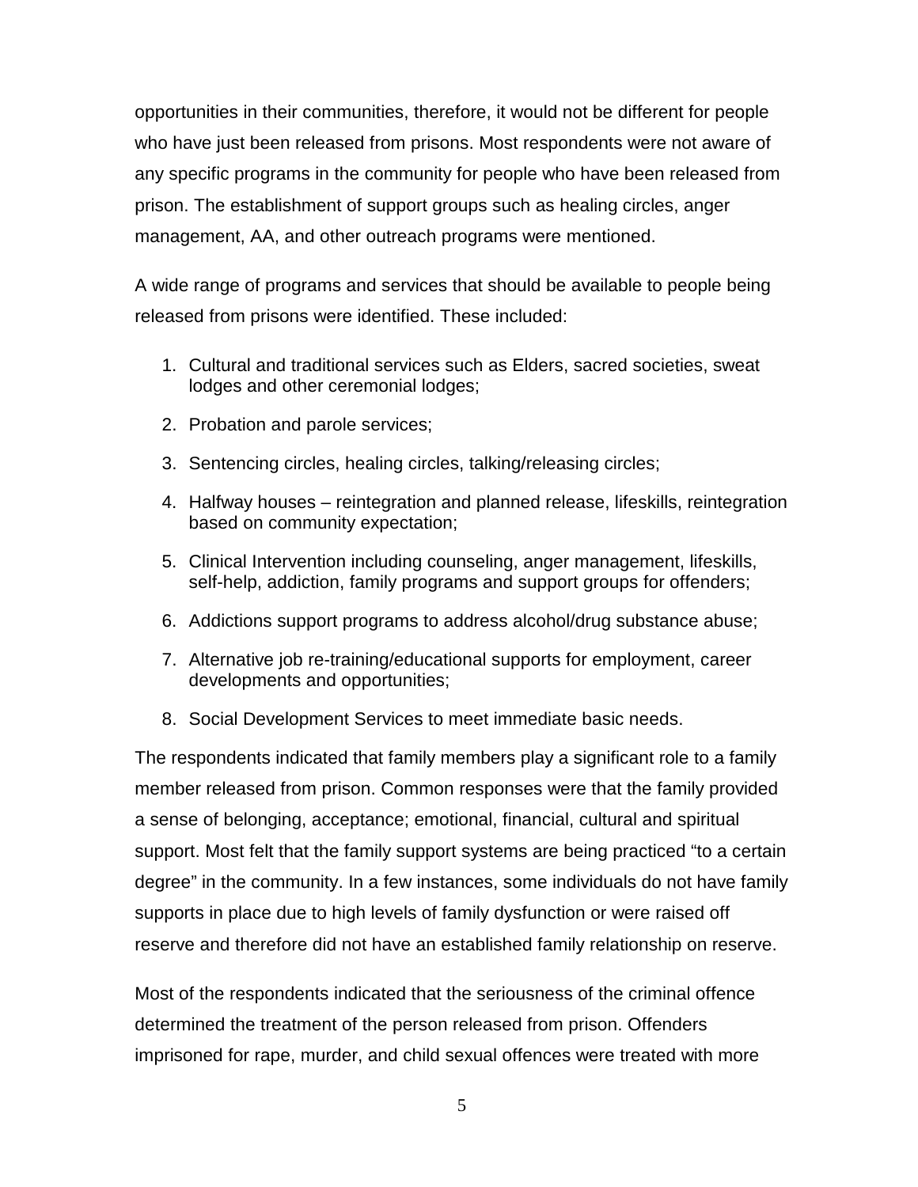opportunities in their communities, therefore, it would not be different for people who have just been released from prisons. Most respondents were not aware of any specific programs in the community for people who have been released from prison. The establishment of support groups such as healing circles, anger management, AA, and other outreach programs were mentioned.

A wide range of programs and services that should be available to people being released from prisons were identified. These included:

1. Cultural and traditional services such as Elders, sacred societies, sweat lodges and other ceremonial lodges;
2. Probation and parole services;
3. Sentencing circles, healing circles, talking/releasing circles;
4. Halfway houses – reintegration and planned release, lifeskills, reintegration based on community expectation;
5. Clinical Intervention including counseling, anger management, lifeskills, self-help, addiction, family programs and support groups for offenders;
6. Addictions support programs to address alcohol/drug substance abuse;
7. Alternative job re-training/educational supports for employment, career developments and opportunities;
8. Social Development Services to meet immediate basic needs.

The respondents indicated that family members play a significant role to a family member released from prison. Common responses were that the family provided a sense of belonging, acceptance; emotional, financial, cultural and spiritual support. Most felt that the family support systems are being practiced "to a certain degree" in the community. In a few instances, some individuals do not have family supports in place due to high levels of family dysfunction or were raised off reserve and therefore did not have an established family relationship on reserve.

Most of the respondents indicated that the seriousness of the criminal offence determined the treatment of the person released from prison. Offenders imprisoned for rape, murder, and child sexual offences were treated with more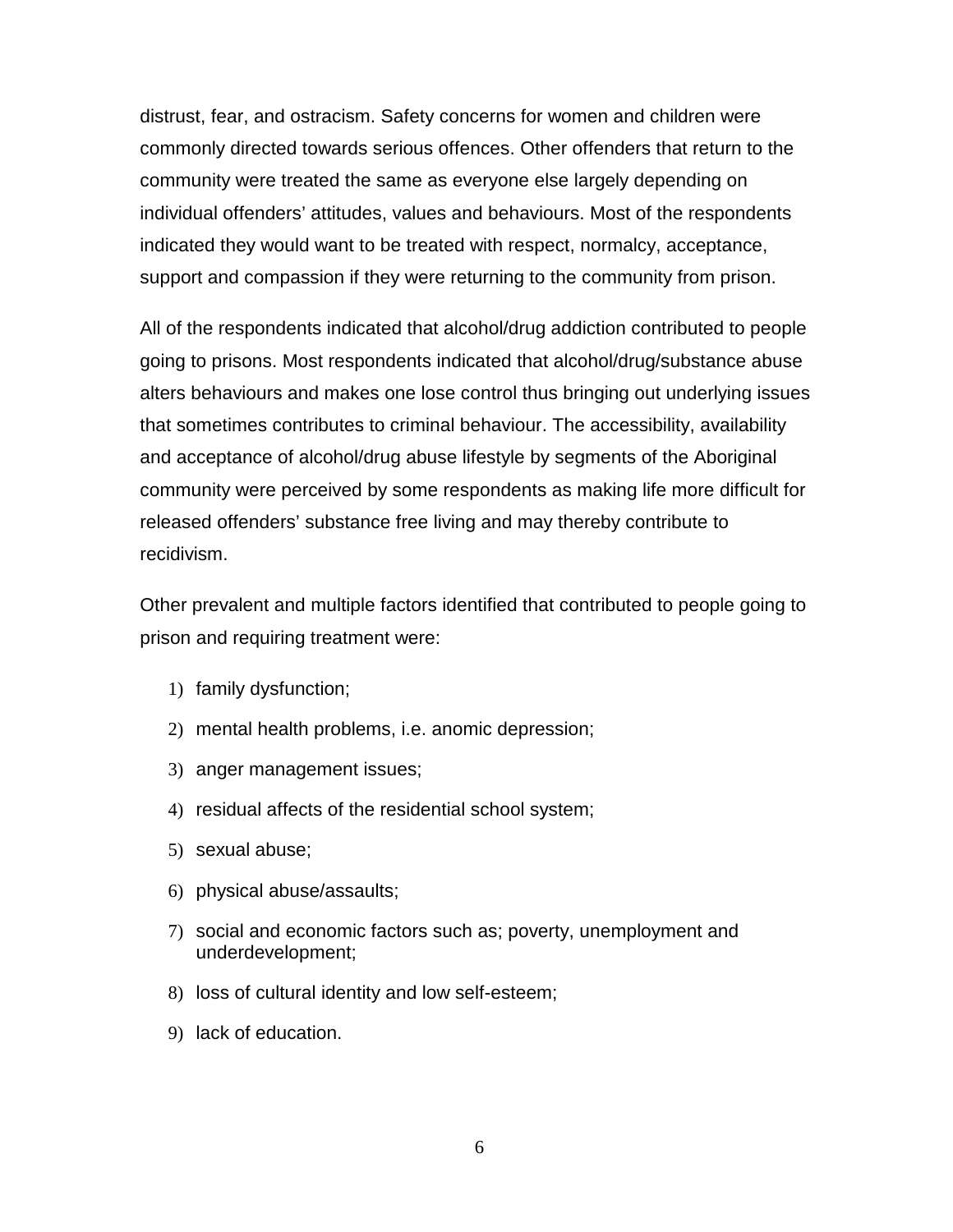distrust, fear, and ostracism. Safety concerns for women and children were commonly directed towards serious offences. Other offenders that return to the community were treated the same as everyone else largely depending on individual offenders' attitudes, values and behaviours. Most of the respondents indicated they would want to be treated with respect, normalcy, acceptance, support and compassion if they were returning to the community from prison.

All of the respondents indicated that alcohol/drug addiction contributed to people going to prisons. Most respondents indicated that alcohol/drug/substance abuse alters behaviours and makes one lose control thus bringing out underlying issues that sometimes contributes to criminal behaviour. The accessibility, availability and acceptance of alcohol/drug abuse lifestyle by segments of the Aboriginal community were perceived by some respondents as making life more difficult for released offenders' substance free living and may thereby contribute to recidivism.

Other prevalent and multiple factors identified that contributed to people going to prison and requiring treatment were:

1) family dysfunction;
2) mental health problems, i.e. anomic depression;
3) anger management issues;
4) residual affects of the residential school system;
5) sexual abuse;
6) physical abuse/assaults;
7) social and economic factors such as; poverty, unemployment and underdevelopment;
8) loss of cultural identity and low self-esteem;
9) lack of education.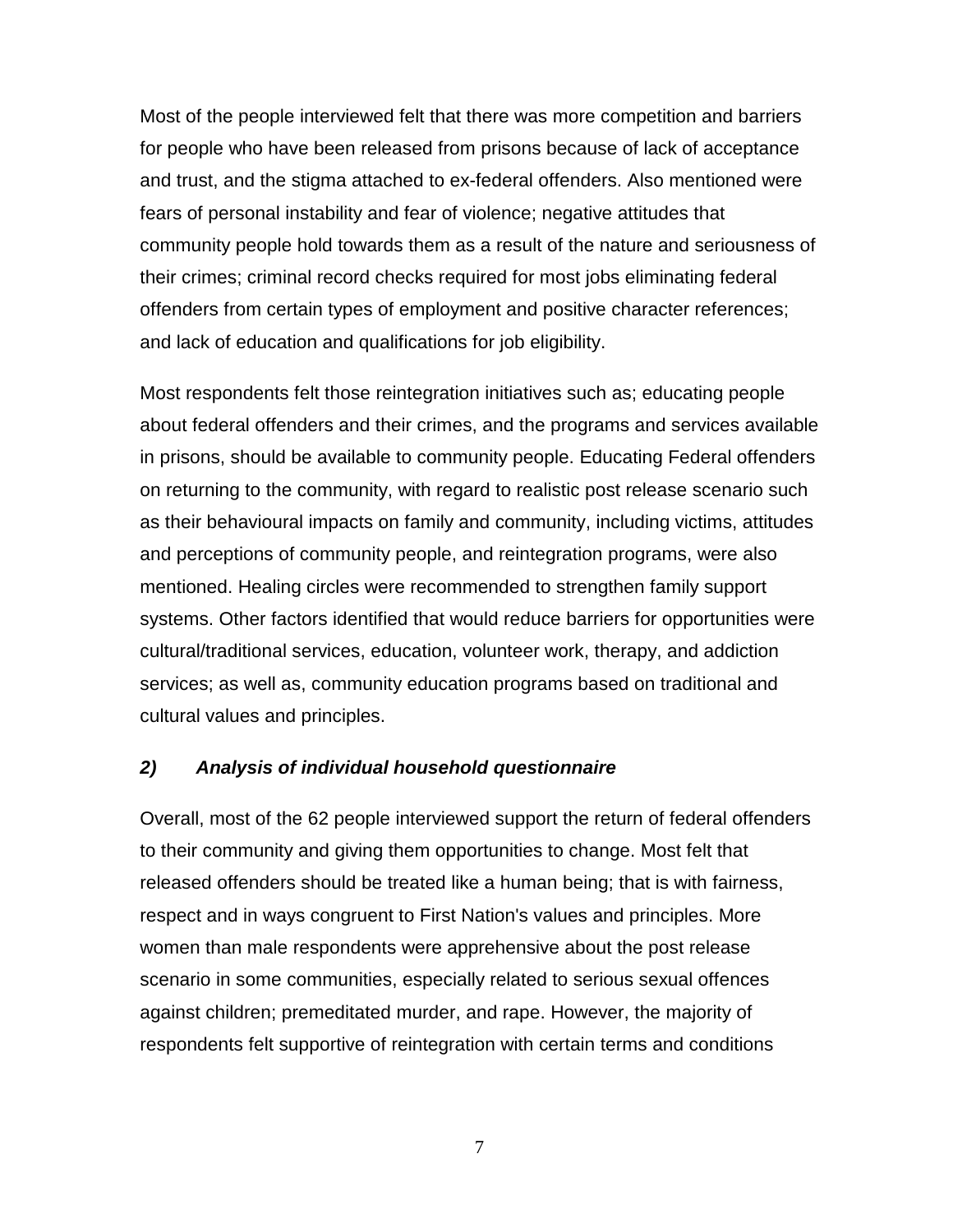Most of the people interviewed felt that there was more competition and barriers for people who have been released from prisons because of lack of acceptance and trust, and the stigma attached to ex-federal offenders. Also mentioned were fears of personal instability and fear of violence; negative attitudes that community people hold towards them as a result of the nature and seriousness of their crimes; criminal record checks required for most jobs eliminating federal offenders from certain types of employment and positive character references; and lack of education and qualifications for job eligibility.

Most respondents felt those reintegration initiatives such as; educating people about federal offenders and their crimes, and the programs and services available in prisons, should be available to community people. Educating Federal offenders on returning to the community, with regard to realistic post release scenario such as their behavioural impacts on family and community, including victims, attitudes and perceptions of community people, and reintegration programs, were also mentioned. Healing circles were recommended to strengthen family support systems. Other factors identified that would reduce barriers for opportunities were cultural/traditional services, education, volunteer work, therapy, and addiction services; as well as, community education programs based on traditional and cultural values and principles.

### ***2) Analysis of individual household questionnaire***

Overall, most of the 62 people interviewed support the return of federal offenders to their community and giving them opportunities to change. Most felt that released offenders should be treated like a human being; that is with fairness, respect and in ways congruent to First Nation's values and principles. More women than male respondents were apprehensive about the post release scenario in some communities, especially related to serious sexual offences against children; premeditated murder, and rape. However, the majority of respondents felt supportive of reintegration with certain terms and conditions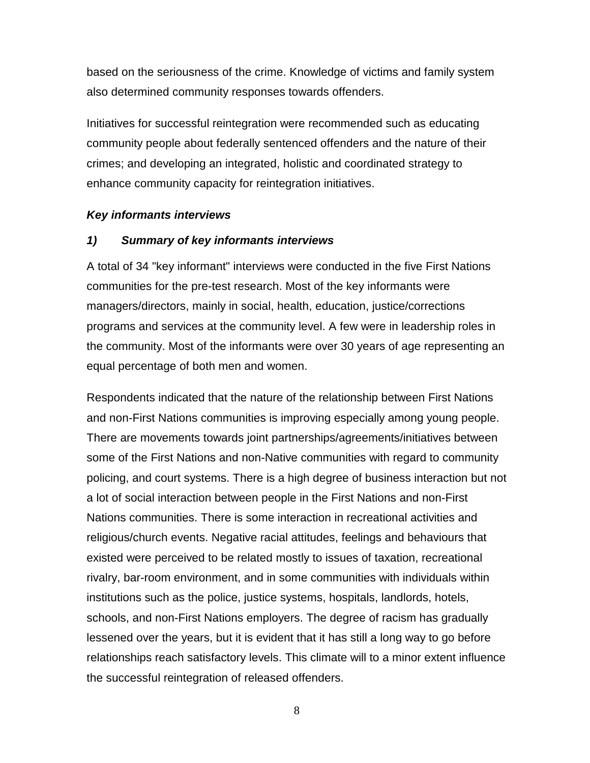based on the seriousness of the crime. Knowledge of victims and family system also determined community responses towards offenders.

Initiatives for successful reintegration were recommended such as educating community people about federally sentenced offenders and the nature of their crimes; and developing an integrated, holistic and coordinated strategy to enhance community capacity for reintegration initiatives.

***Key informants interviews***

***1) Summary of key informants interviews***

A total of 34 "key informant" interviews were conducted in the five First Nations communities for the pre-test research. Most of the key informants were managers/directors, mainly in social, health, education, justice/corrections programs and services at the community level. A few were in leadership roles in the community. Most of the informants were over 30 years of age representing an equal percentage of both men and women.

Respondents indicated that the nature of the relationship between First Nations and non-First Nations communities is improving especially among young people. There are movements towards joint partnerships/agreements/initiatives between some of the First Nations and non-Native communities with regard to community policing, and court systems. There is a high degree of business interaction but not a lot of social interaction between people in the First Nations and non-First Nations communities. There is some interaction in recreational activities and religious/church events. Negative racial attitudes, feelings and behaviours that existed were perceived to be related mostly to issues of taxation, recreational rivalry, bar-room environment, and in some communities with individuals within institutions such as the police, justice systems, hospitals, landlords, hotels, schools, and non-First Nations employers. The degree of racism has gradually lessened over the years, but it is evident that it has still a long way to go before relationships reach satisfactory levels. This climate will to a minor extent influence the successful reintegration of released offenders.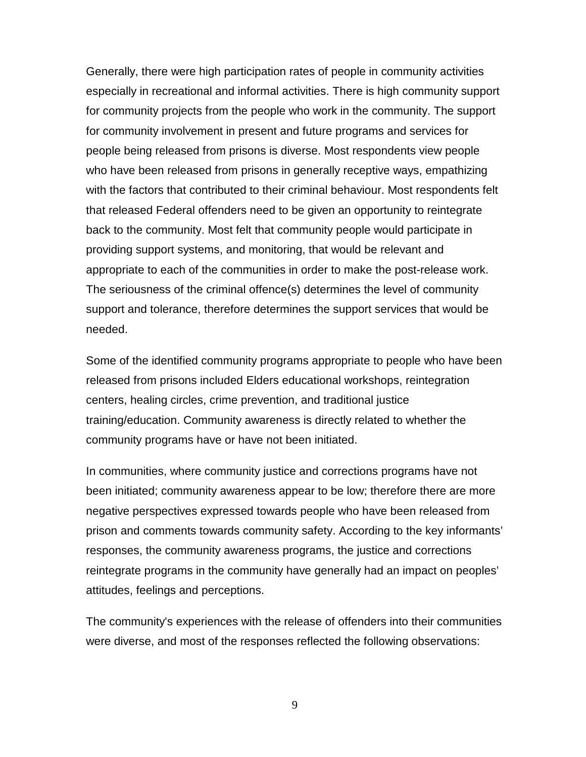Generally, there were high participation rates of people in community activities especially in recreational and informal activities. There is high community support for community projects from the people who work in the community. The support for community involvement in present and future programs and services for people being released from prisons is diverse. Most respondents view people who have been released from prisons in generally receptive ways, empathizing with the factors that contributed to their criminal behaviour. Most respondents felt that released Federal offenders need to be given an opportunity to reintegrate back to the community. Most felt that community people would participate in providing support systems, and monitoring, that would be relevant and appropriate to each of the communities in order to make the post-release work. The seriousness of the criminal offence(s) determines the level of community support and tolerance, therefore determines the support services that would be needed.

Some of the identified community programs appropriate to people who have been released from prisons included Elders educational workshops, reintegration centers, healing circles, crime prevention, and traditional justice training/education. Community awareness is directly related to whether the community programs have or have not been initiated.

In communities, where community justice and corrections programs have not been initiated; community awareness appear to be low; therefore there are more negative perspectives expressed towards people who have been released from prison and comments towards community safety. According to the key informants' responses, the community awareness programs, the justice and corrections reintegrate programs in the community have generally had an impact on peoples' attitudes, feelings and perceptions.

The community's experiences with the release of offenders into their communities were diverse, and most of the responses reflected the following observations: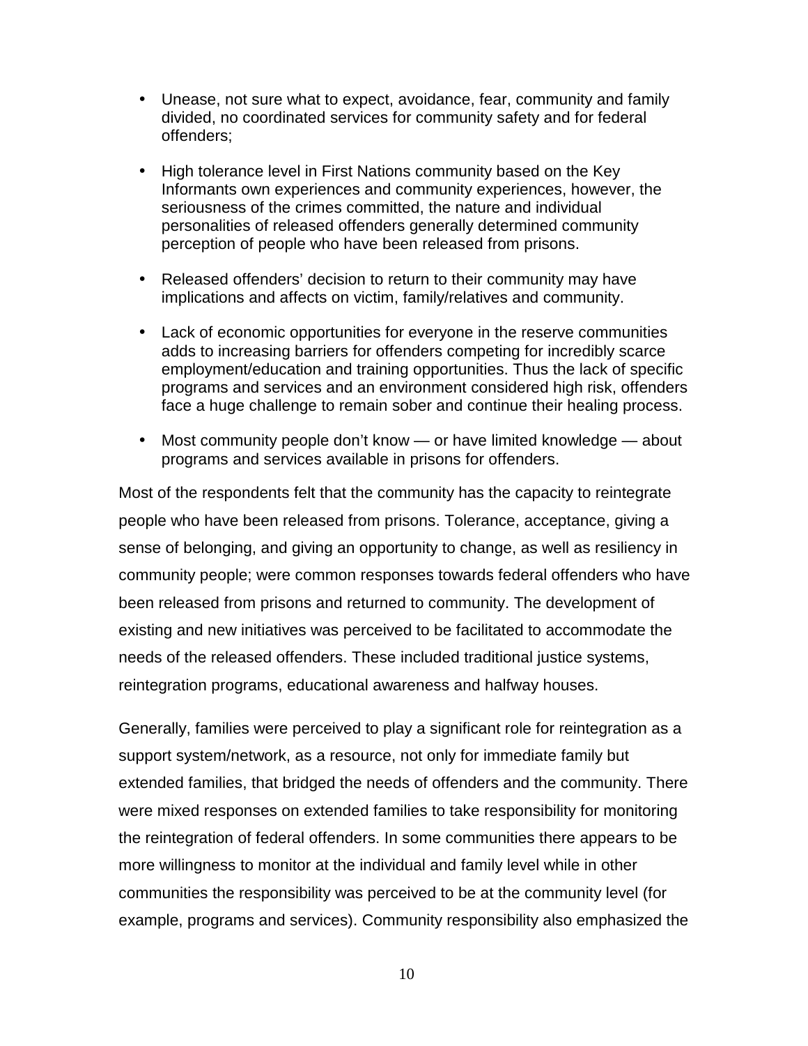- Unease, not sure what to expect, avoidance, fear, community and family divided, no coordinated services for community safety and for federal offenders;

- High tolerance level in First Nations community based on the Key Informants own experiences and community experiences, however, the seriousness of the crimes committed, the nature and individual personalities of released offenders generally determined community perception of people who have been released from prisons.

- Released offenders' decision to return to their community may have implications and affects on victim, family/relatives and community.

- Lack of economic opportunities for everyone in the reserve communities adds to increasing barriers for offenders competing for incredibly scarce employment/education and training opportunities. Thus the lack of specific programs and services and an environment considered high risk, offenders face a huge challenge to remain sober and continue their healing process.

- Most community people don't know — or have limited knowledge — about programs and services available in prisons for offenders.

Most of the respondents felt that the community has the capacity to reintegrate people who have been released from prisons. Tolerance, acceptance, giving a sense of belonging, and giving an opportunity to change, as well as resiliency in community people; were common responses towards federal offenders who have been released from prisons and returned to community. The development of existing and new initiatives was perceived to be facilitated to accommodate the needs of the released offenders. These included traditional justice systems, reintegration programs, educational awareness and halfway houses.

Generally, families were perceived to play a significant role for reintegration as a support system/network, as a resource, not only for immediate family but extended families, that bridged the needs of offenders and the community. There were mixed responses on extended families to take responsibility for monitoring the reintegration of federal offenders. In some communities there appears to be more willingness to monitor at the individual and family level while in other communities the responsibility was perceived to be at the community level (for example, programs and services). Community responsibility also emphasized the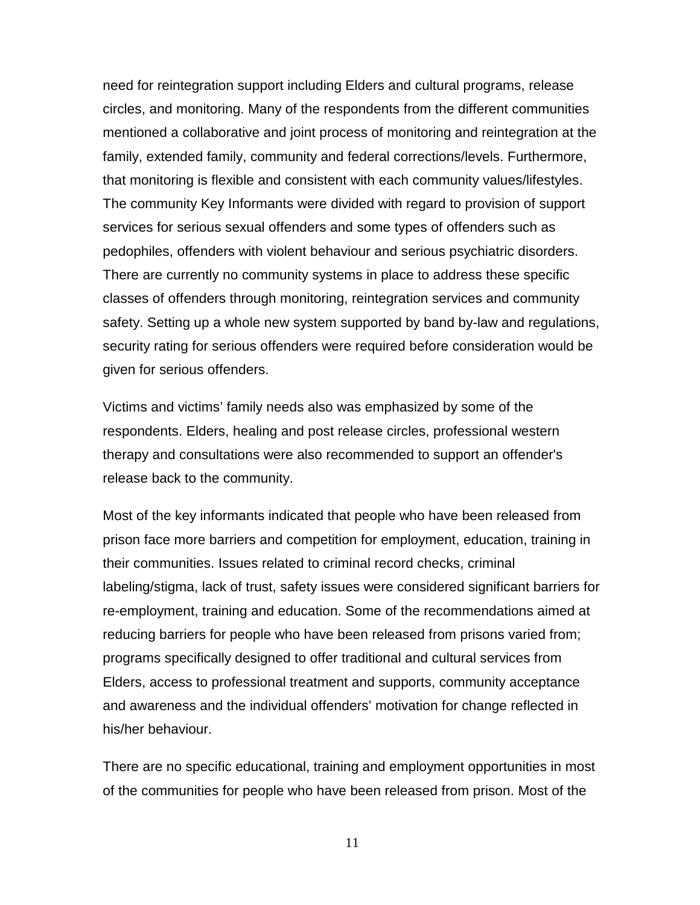need for reintegration support including Elders and cultural programs, release circles, and monitoring. Many of the respondents from the different communities mentioned a collaborative and joint process of monitoring and reintegration at the family, extended family, community and federal corrections/levels. Furthermore, that monitoring is flexible and consistent with each community values/lifestyles. The community Key Informants were divided with regard to provision of support services for serious sexual offenders and some types of offenders such as pedophiles, offenders with violent behaviour and serious psychiatric disorders. There are currently no community systems in place to address these specific classes of offenders through monitoring, reintegration services and community safety. Setting up a whole new system supported by band by-law and regulations, security rating for serious offenders were required before consideration would be given for serious offenders.

Victims and victims' family needs also was emphasized by some of the respondents. Elders, healing and post release circles, professional western therapy and consultations were also recommended to support an offender's release back to the community.

Most of the key informants indicated that people who have been released from prison face more barriers and competition for employment, education, training in their communities. Issues related to criminal record checks, criminal labeling/stigma, lack of trust, safety issues were considered significant barriers for re-employment, training and education. Some of the recommendations aimed at reducing barriers for people who have been released from prisons varied from; programs specifically designed to offer traditional and cultural services from Elders, access to professional treatment and supports, community acceptance and awareness and the individual offenders' motivation for change reflected in his/her behaviour.

There are no specific educational, training and employment opportunities in most of the communities for people who have been released from prison. Most of the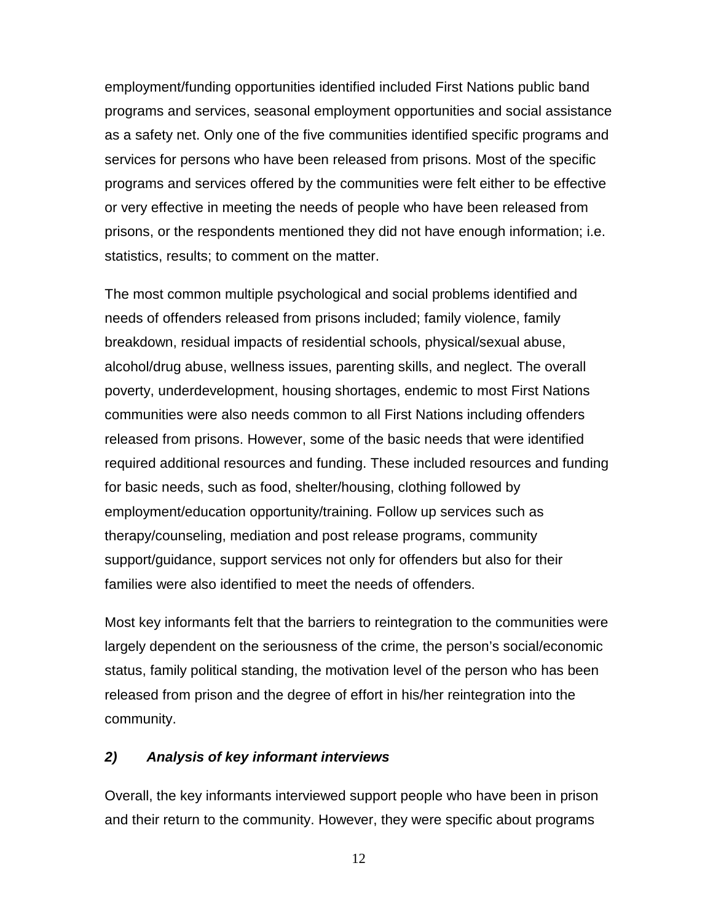employment/funding opportunities identified included First Nations public band programs and services, seasonal employment opportunities and social assistance as a safety net. Only one of the five communities identified specific programs and services for persons who have been released from prisons. Most of the specific programs and services offered by the communities were felt either to be effective or very effective in meeting the needs of people who have been released from prisons, or the respondents mentioned they did not have enough information; i.e. statistics, results; to comment on the matter.

The most common multiple psychological and social problems identified and needs of offenders released from prisons included; family violence, family breakdown, residual impacts of residential schools, physical/sexual abuse, alcohol/drug abuse, wellness issues, parenting skills, and neglect. The overall poverty, underdevelopment, housing shortages, endemic to most First Nations communities were also needs common to all First Nations including offenders released from prisons. However, some of the basic needs that were identified required additional resources and funding. These included resources and funding for basic needs, such as food, shelter/housing, clothing followed by employment/education opportunity/training. Follow up services such as therapy/counseling, mediation and post release programs, community support/guidance, support services not only for offenders but also for their families were also identified to meet the needs of offenders.

Most key informants felt that the barriers to reintegration to the communities were largely dependent on the seriousness of the crime, the person's social/economic status, family political standing, the motivation level of the person who has been released from prison and the degree of effort in his/her reintegration into the community.

### ***2) Analysis of key informant interviews***

Overall, the key informants interviewed support people who have been in prison and their return to the community. However, they were specific about programs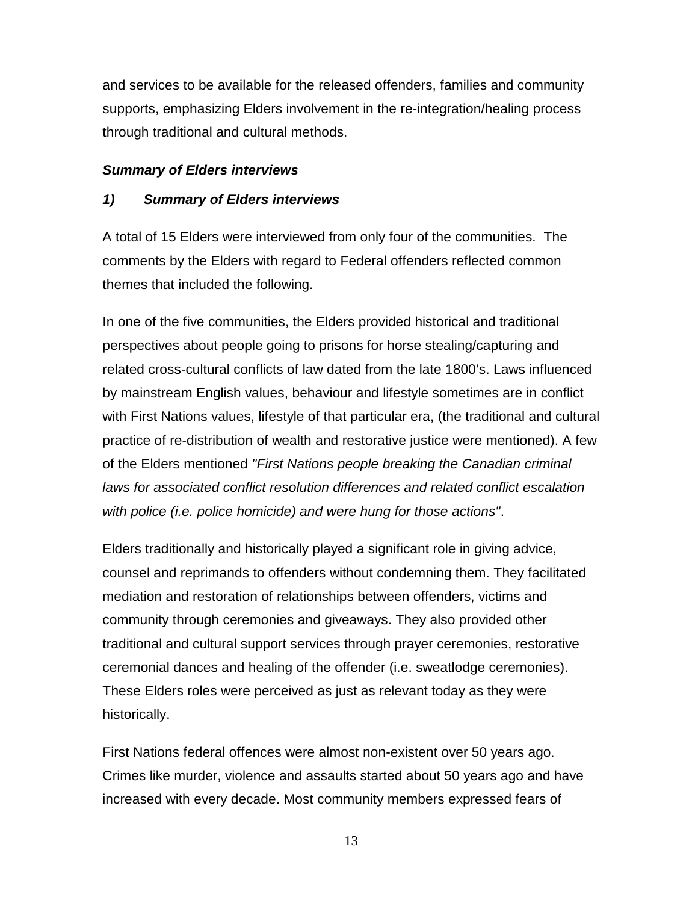and services to be available for the released offenders, families and community supports, emphasizing Elders involvement in the re-integration/healing process through traditional and cultural methods.

***Summary of Elders interviews***

### *1) Summary of Elders interviews*

A total of 15 Elders were interviewed from only four of the communities. The comments by the Elders with regard to Federal offenders reflected common themes that included the following.

In one of the five communities, the Elders provided historical and traditional perspectives about people going to prisons for horse stealing/capturing and related cross-cultural conflicts of law dated from the late 1800's. Laws influenced by mainstream English values, behaviour and lifestyle sometimes are in conflict with First Nations values, lifestyle of that particular era, (the traditional and cultural practice of re-distribution of wealth and restorative justice were mentioned). A few of the Elders mentioned *"First Nations people breaking the Canadian criminal laws for associated conflict resolution differences and related conflict escalation with police (i.e. police homicide) and were hung for those actions"*.

Elders traditionally and historically played a significant role in giving advice, counsel and reprimands to offenders without condemning them. They facilitated mediation and restoration of relationships between offenders, victims and community through ceremonies and giveaways. They also provided other traditional and cultural support services through prayer ceremonies, restorative ceremonial dances and healing of the offender (i.e. sweatlodge ceremonies). These Elders roles were perceived as just as relevant today as they were historically.

First Nations federal offences were almost non-existent over 50 years ago. Crimes like murder, violence and assaults started about 50 years ago and have increased with every decade. Most community members expressed fears of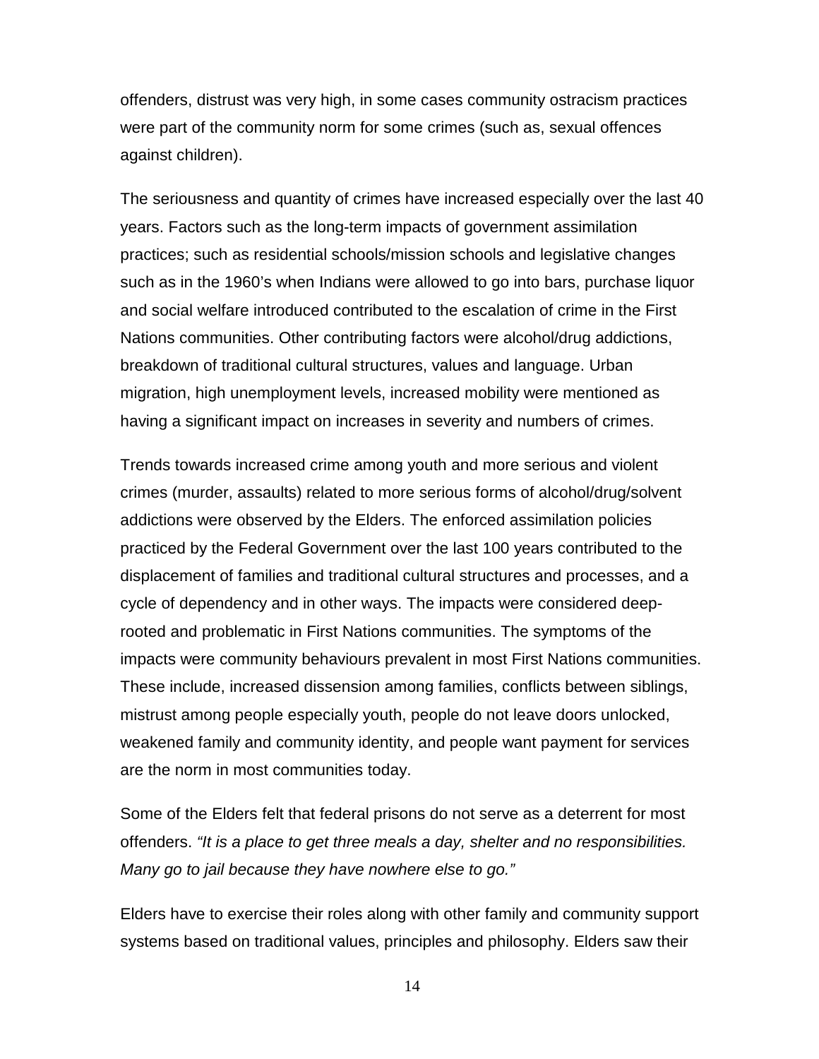offenders, distrust was very high, in some cases community ostracism practices were part of the community norm for some crimes (such as, sexual offences against children).

The seriousness and quantity of crimes have increased especially over the last 40 years. Factors such as the long-term impacts of government assimilation practices; such as residential schools/mission schools and legislative changes such as in the 1960's when Indians were allowed to go into bars, purchase liquor and social welfare introduced contributed to the escalation of crime in the First Nations communities. Other contributing factors were alcohol/drug addictions, breakdown of traditional cultural structures, values and language. Urban migration, high unemployment levels, increased mobility were mentioned as having a significant impact on increases in severity and numbers of crimes.

Trends towards increased crime among youth and more serious and violent crimes (murder, assaults) related to more serious forms of alcohol/drug/solvent addictions were observed by the Elders. The enforced assimilation policies practiced by the Federal Government over the last 100 years contributed to the displacement of families and traditional cultural structures and processes, and a cycle of dependency and in other ways. The impacts were considered deep-rooted and problematic in First Nations communities. The symptoms of the impacts were community behaviours prevalent in most First Nations communities. These include, increased dissension among families, conflicts between siblings, mistrust among people especially youth, people do not leave doors unlocked, weakened family and community identity, and people want payment for services are the norm in most communities today.

Some of the Elders felt that federal prisons do not serve as a deterrent for most offenders. *"It is a place to get three meals a day, shelter and no responsibilities. Many go to jail because they have nowhere else to go."*

Elders have to exercise their roles along with other family and community support systems based on traditional values, principles and philosophy. Elders saw their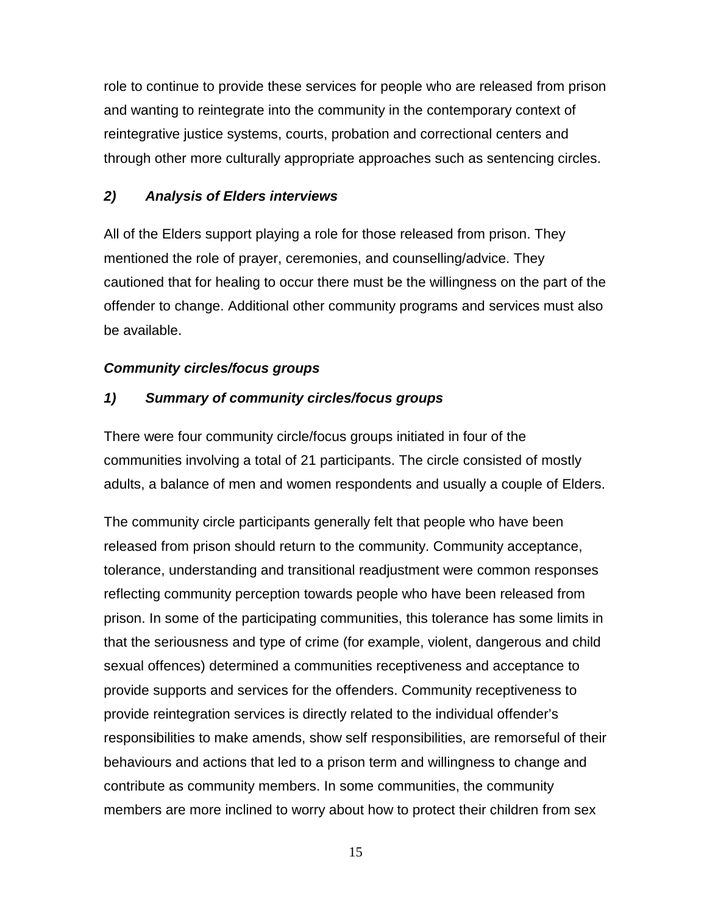role to continue to provide these services for people who are released from prison and wanting to reintegrate into the community in the contemporary context of reintegrative justice systems, courts, probation and correctional centers and through other more culturally appropriate approaches such as sentencing circles.

### *2) Analysis of Elders interviews*

All of the Elders support playing a role for those released from prison. They mentioned the role of prayer, ceremonies, and counselling/advice. They cautioned that for healing to occur there must be the willingness on the part of the offender to change. Additional other community programs and services must also be available.

### *Community circles/focus groups*

### *1) Summary of community circles/focus groups*

There were four community circle/focus groups initiated in four of the communities involving a total of 21 participants. The circle consisted of mostly adults, a balance of men and women respondents and usually a couple of Elders.

The community circle participants generally felt that people who have been released from prison should return to the community. Community acceptance, tolerance, understanding and transitional readjustment were common responses reflecting community perception towards people who have been released from prison. In some of the participating communities, this tolerance has some limits in that the seriousness and type of crime (for example, violent, dangerous and child sexual offences) determined a communities receptiveness and acceptance to provide supports and services for the offenders. Community receptiveness to provide reintegration services is directly related to the individual offender's responsibilities to make amends, show self responsibilities, are remorseful of their behaviours and actions that led to a prison term and willingness to change and contribute as community members. In some communities, the community members are more inclined to worry about how to protect their children from sex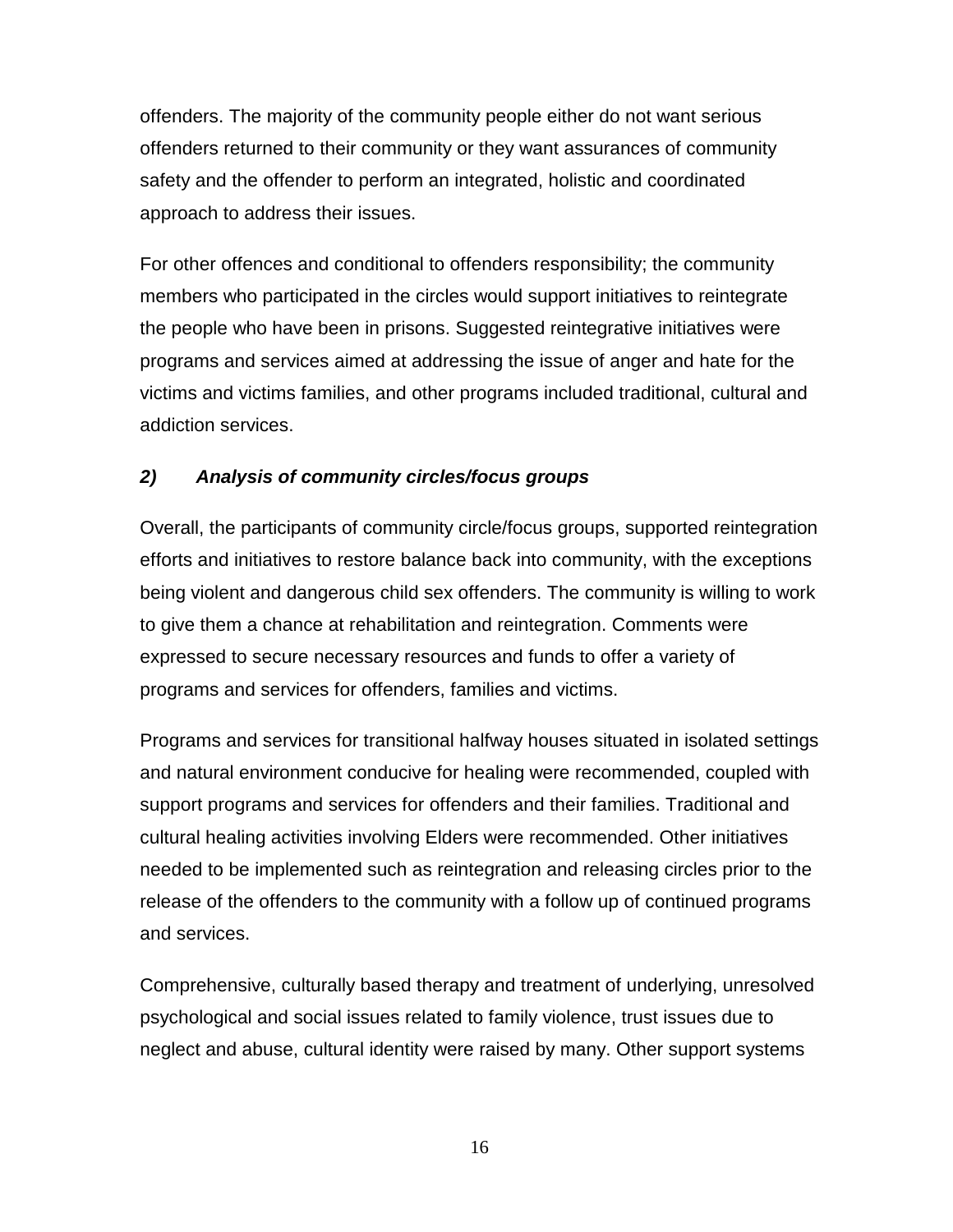offenders. The majority of the community people either do not want serious offenders returned to their community or they want assurances of community safety and the offender to perform an integrated, holistic and coordinated approach to address their issues.

For other offences and conditional to offenders responsibility; the community members who participated in the circles would support initiatives to reintegrate the people who have been in prisons. Suggested reintegrative initiatives were programs and services aimed at addressing the issue of anger and hate for the victims and victims families, and other programs included traditional, cultural and addiction services.

### *2) Analysis of community circles/focus groups*

Overall, the participants of community circle/focus groups, supported reintegration efforts and initiatives to restore balance back into community, with the exceptions being violent and dangerous child sex offenders. The community is willing to work to give them a chance at rehabilitation and reintegration. Comments were expressed to secure necessary resources and funds to offer a variety of programs and services for offenders, families and victims.

Programs and services for transitional halfway houses situated in isolated settings and natural environment conducive for healing were recommended, coupled with support programs and services for offenders and their families. Traditional and cultural healing activities involving Elders were recommended. Other initiatives needed to be implemented such as reintegration and releasing circles prior to the release of the offenders to the community with a follow up of continued programs and services.

Comprehensive, culturally based therapy and treatment of underlying, unresolved psychological and social issues related to family violence, trust issues due to neglect and abuse, cultural identity were raised by many. Other support systems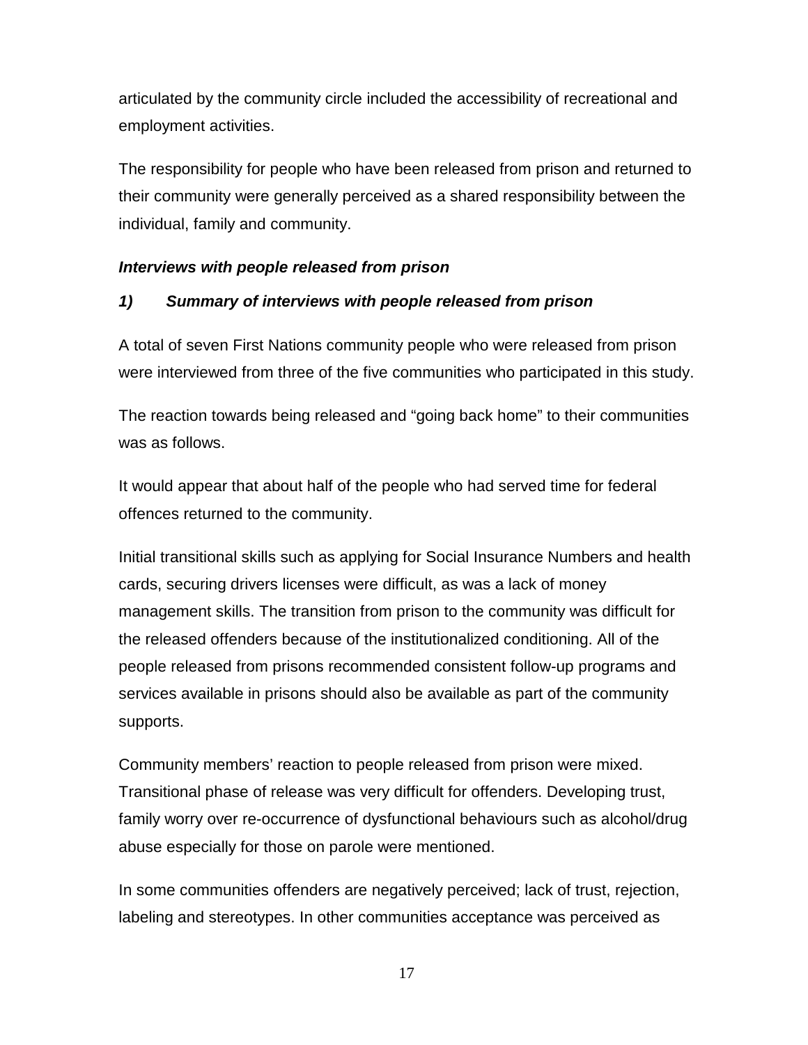articulated by the community circle included the accessibility of recreational and employment activities.

The responsibility for people who have been released from prison and returned to their community were generally perceived as a shared responsibility between the individual, family and community.

***Interviews with people released from prison***

### *1) Summary of interviews with people released from prison*

A total of seven First Nations community people who were released from prison were interviewed from three of the five communities who participated in this study.

The reaction towards being released and "going back home" to their communities was as follows.

It would appear that about half of the people who had served time for federal offences returned to the community.

Initial transitional skills such as applying for Social Insurance Numbers and health cards, securing drivers licenses were difficult, as was a lack of money management skills. The transition from prison to the community was difficult for the released offenders because of the institutionalized conditioning. All of the people released from prisons recommended consistent follow-up programs and services available in prisons should also be available as part of the community supports.

Community members' reaction to people released from prison were mixed. Transitional phase of release was very difficult for offenders. Developing trust, family worry over re-occurrence of dysfunctional behaviours such as alcohol/drug abuse especially for those on parole were mentioned.

In some communities offenders are negatively perceived; lack of trust, rejection, labeling and stereotypes. In other communities acceptance was perceived as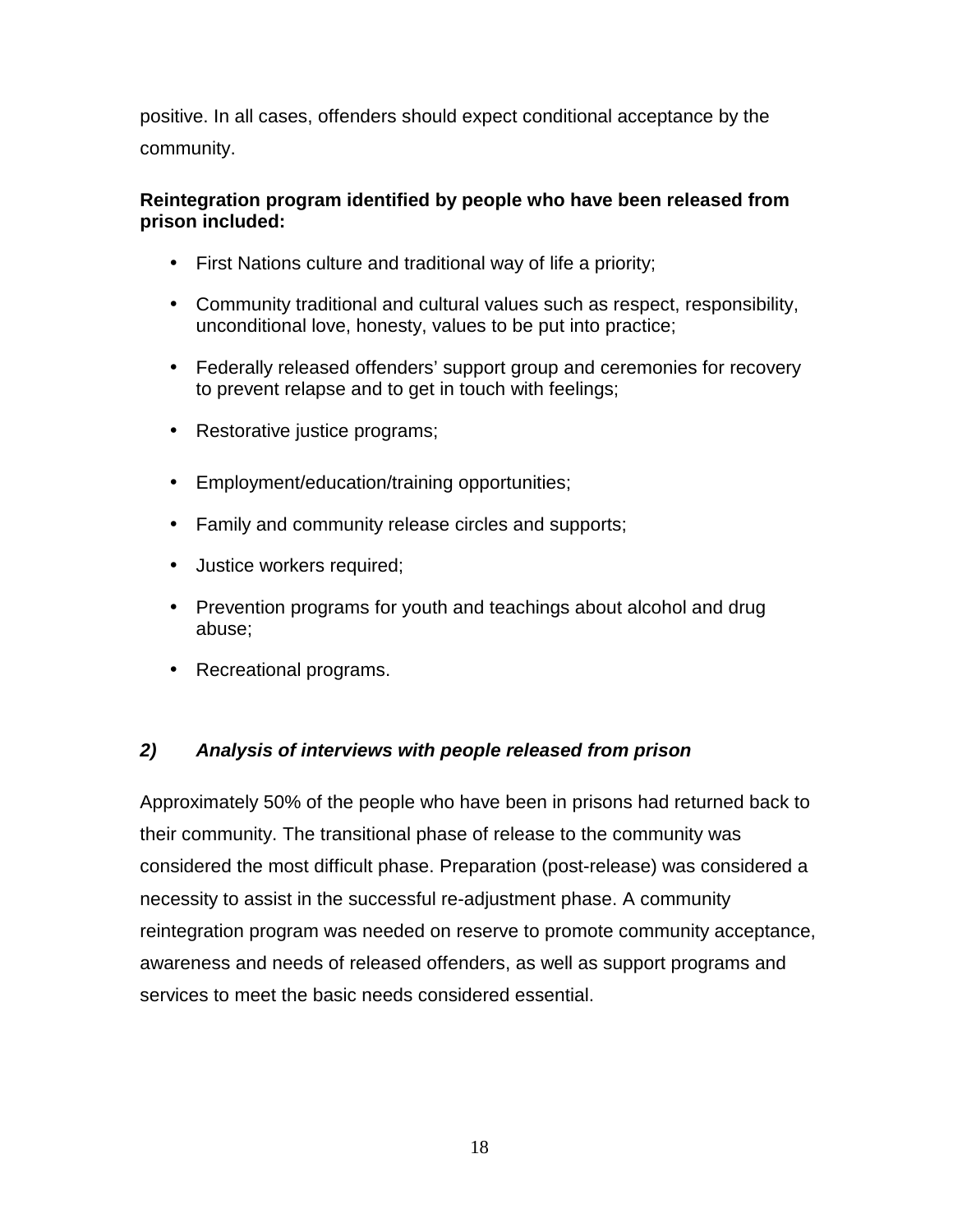positive. In all cases, offenders should expect conditional acceptance by the community.

**Reintegration program identified by people who have been released from prison included:**

- First Nations culture and traditional way of life a priority;
- Community traditional and cultural values such as respect, responsibility, unconditional love, honesty, values to be put into practice;
- Federally released offenders' support group and ceremonies for recovery to prevent relapse and to get in touch with feelings;
- Restorative justice programs;
- Employment/education/training opportunities;
- Family and community release circles and supports;
- Justice workers required;
- Prevention programs for youth and teachings about alcohol and drug abuse;
- Recreational programs.

### *2) Analysis of interviews with people released from prison*

Approximately 50% of the people who have been in prisons had returned back to their community. The transitional phase of release to the community was considered the most difficult phase. Preparation (post-release) was considered a necessity to assist in the successful re-adjustment phase. A community reintegration program was needed on reserve to promote community acceptance, awareness and needs of released offenders, as well as support programs and services to meet the basic needs considered essential.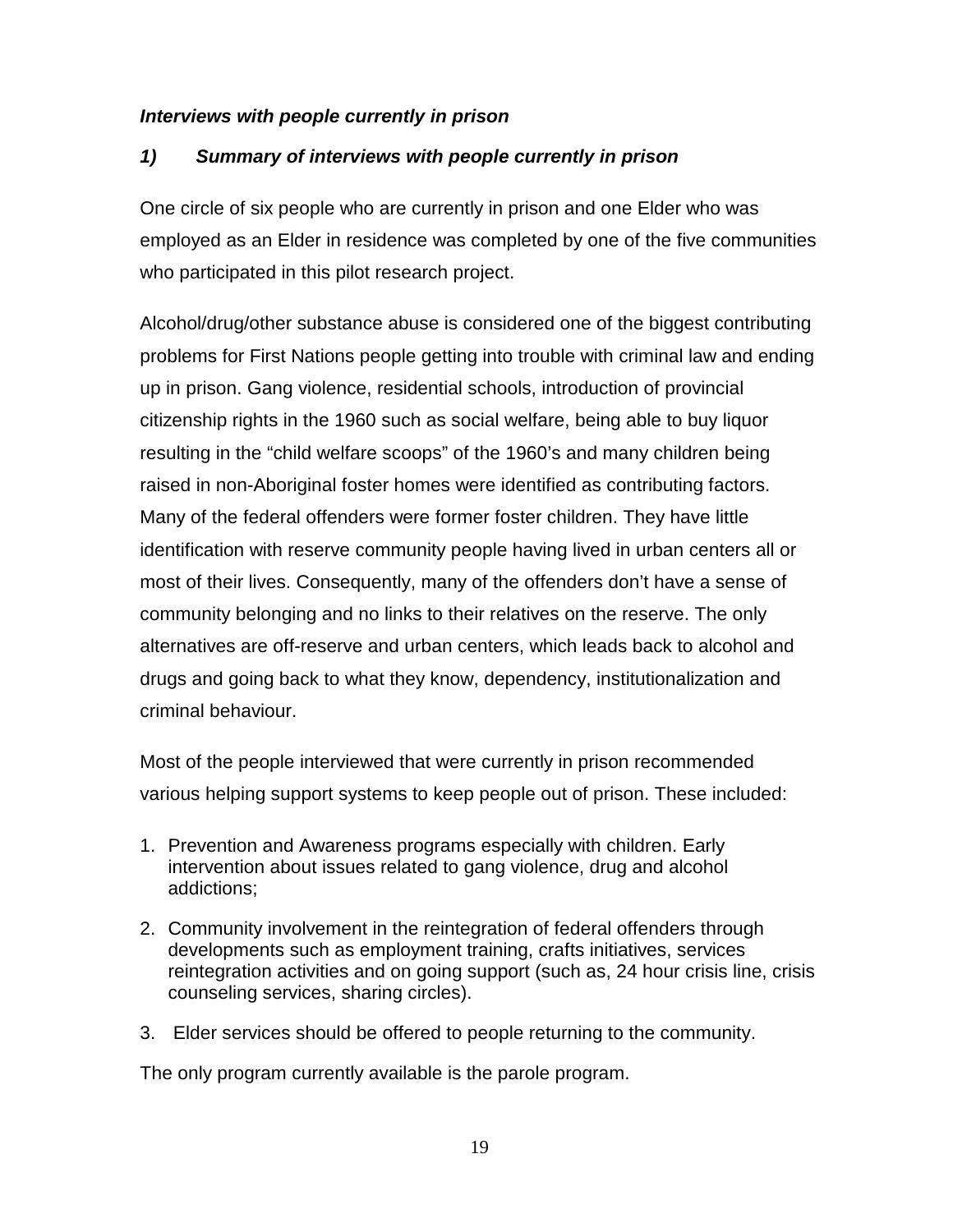***Interviews with people currently in prison***

### ***1) Summary of interviews with people currently in prison***

One circle of six people who are currently in prison and one Elder who was employed as an Elder in residence was completed by one of the five communities who participated in this pilot research project.

Alcohol/drug/other substance abuse is considered one of the biggest contributing problems for First Nations people getting into trouble with criminal law and ending up in prison. Gang violence, residential schools, introduction of provincial citizenship rights in the 1960 such as social welfare, being able to buy liquor resulting in the “child welfare scoops” of the 1960’s and many children being raised in non-Aboriginal foster homes were identified as contributing factors. Many of the federal offenders were former foster children. They have little identification with reserve community people having lived in urban centers all or most of their lives. Consequently, many of the offenders don’t have a sense of community belonging and no links to their relatives on the reserve. The only alternatives are off-reserve and urban centers, which leads back to alcohol and drugs and going back to what they know, dependency, institutionalization and criminal behaviour.

Most of the people interviewed that were currently in prison recommended various helping support systems to keep people out of prison. These included:

1. Prevention and Awareness programs especially with children. Early intervention about issues related to gang violence, drug and alcohol addictions;
2. Community involvement in the reintegration of federal offenders through developments such as employment training, crafts initiatives, services reintegration activities and on going support (such as, 24 hour crisis line, crisis counseling services, sharing circles).
3. Elder services should be offered to people returning to the community.

The only program currently available is the parole program.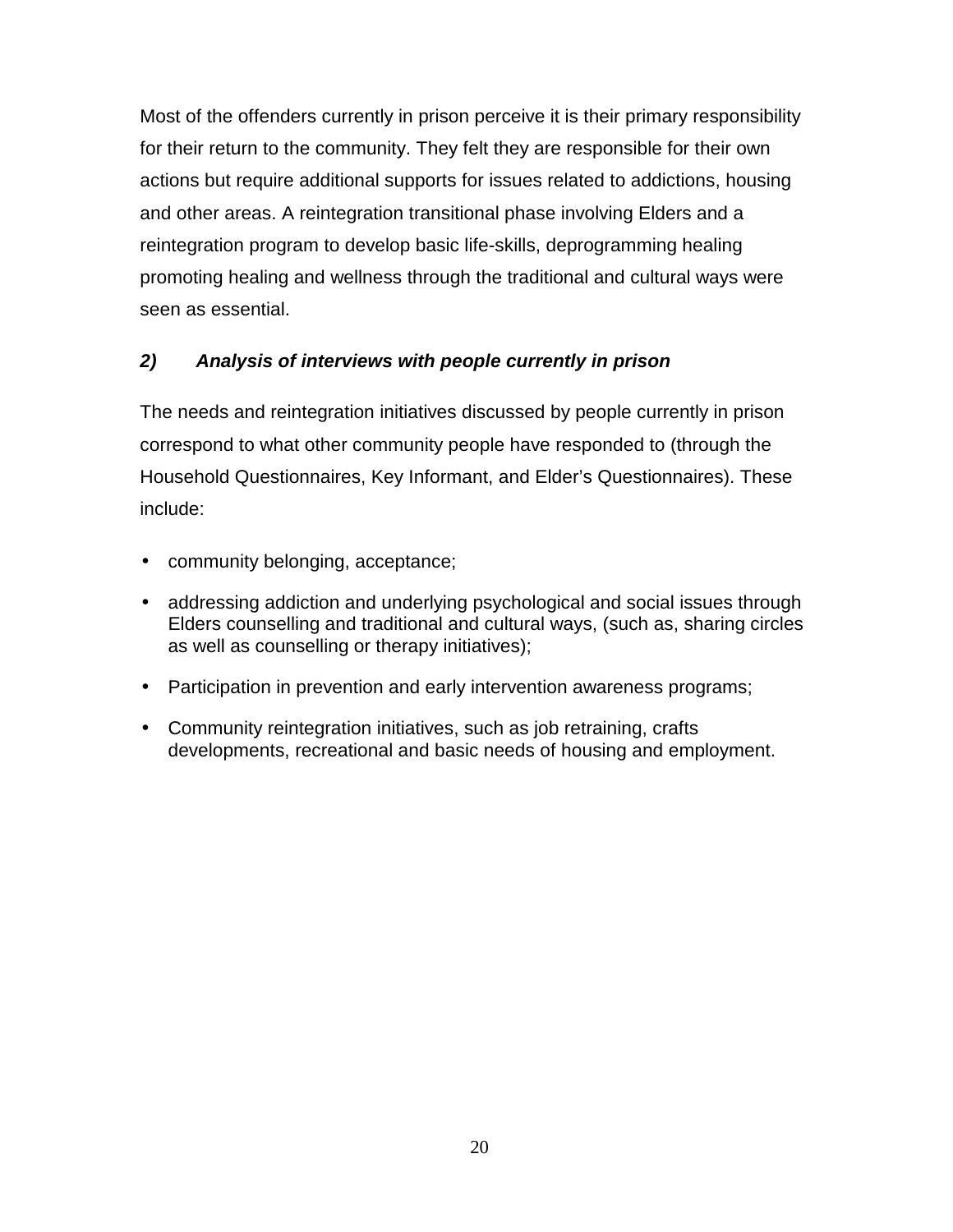Most of the offenders currently in prison perceive it is their primary responsibility for their return to the community. They felt they are responsible for their own actions but require additional supports for issues related to addictions, housing and other areas. A reintegration transitional phase involving Elders and a reintegration program to develop basic life-skills, deprogramming healing promoting healing and wellness through the traditional and cultural ways were seen as essential.

### *2) Analysis of interviews with people currently in prison*

The needs and reintegration initiatives discussed by people currently in prison correspond to what other community people have responded to (through the Household Questionnaires, Key Informant, and Elder's Questionnaires). These include:

- community belonging, acceptance;
- addressing addiction and underlying psychological and social issues through Elders counselling and traditional and cultural ways, (such as, sharing circles as well as counselling or therapy initiatives);
- Participation in prevention and early intervention awareness programs;
- Community reintegration initiatives, such as job retraining, crafts developments, recreational and basic needs of housing and employment.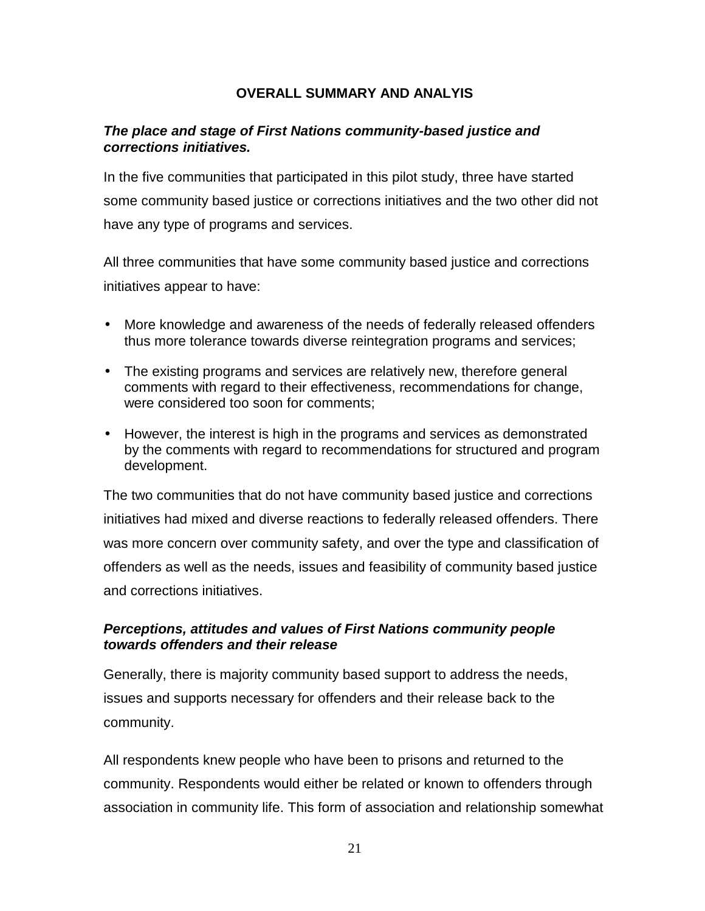## OVERALL SUMMARY AND ANALYIS

### *The place and stage of First Nations community-based justice and corrections initiatives.*

In the five communities that participated in this pilot study, three have started some community based justice or corrections initiatives and the two other did not have any type of programs and services.

All three communities that have some community based justice and corrections initiatives appear to have:

- More knowledge and awareness of the needs of federally released offenders thus more tolerance towards diverse reintegration programs and services;
- The existing programs and services are relatively new, therefore general comments with regard to their effectiveness, recommendations for change, were considered too soon for comments;
- However, the interest is high in the programs and services as demonstrated by the comments with regard to recommendations for structured and program development.

The two communities that do not have community based justice and corrections initiatives had mixed and diverse reactions to federally released offenders. There was more concern over community safety, and over the type and classification of offenders as well as the needs, issues and feasibility of community based justice and corrections initiatives.

### *Perceptions, attitudes and values of First Nations community people towards offenders and their release*

Generally, there is majority community based support to address the needs, issues and supports necessary for offenders and their release back to the community.

All respondents knew people who have been to prisons and returned to the community. Respondents would either be related or known to offenders through association in community life. This form of association and relationship somewhat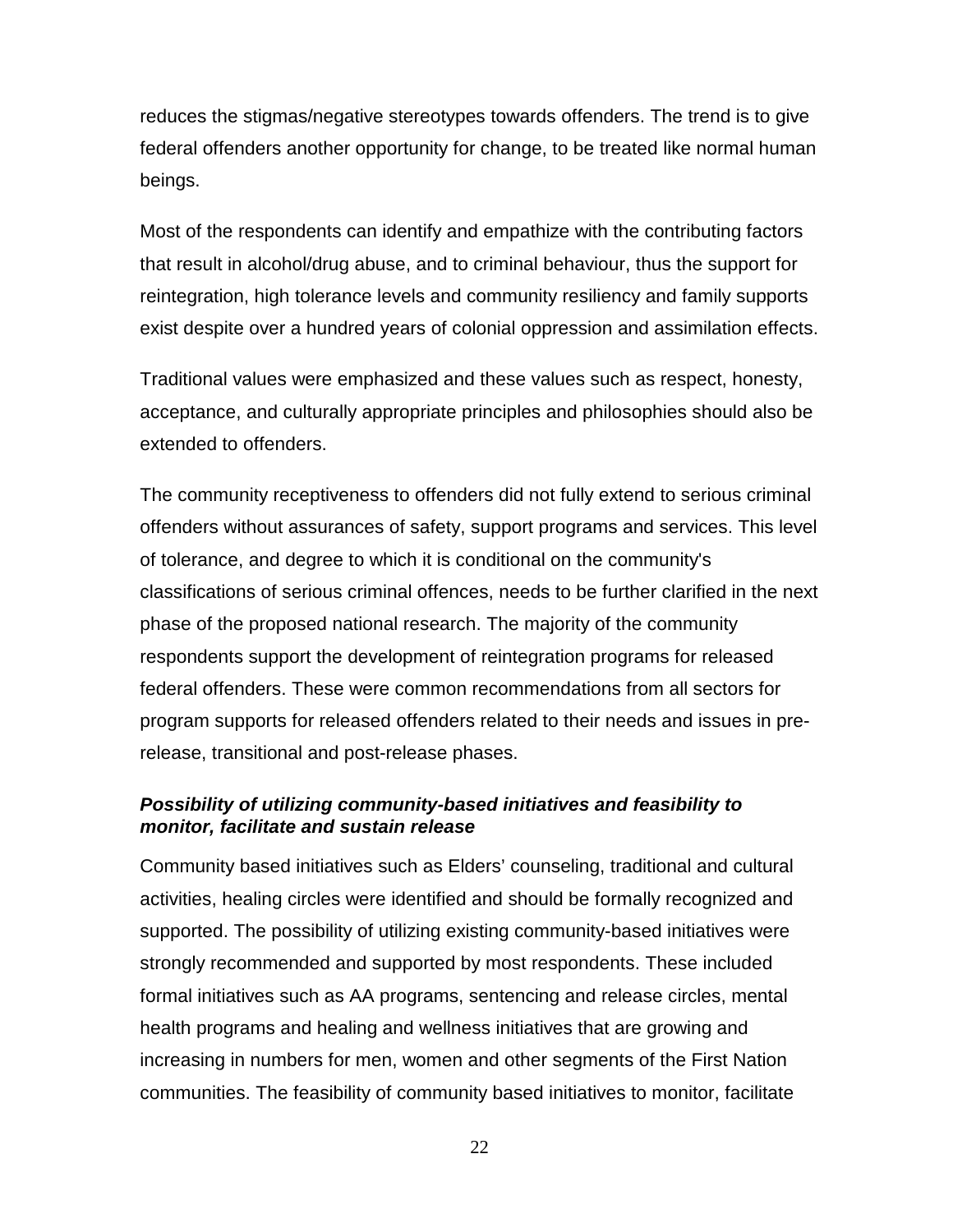reduces the stigmas/negative stereotypes towards offenders. The trend is to give federal offenders another opportunity for change, to be treated like normal human beings.

Most of the respondents can identify and empathize with the contributing factors that result in alcohol/drug abuse, and to criminal behaviour, thus the support for reintegration, high tolerance levels and community resiliency and family supports exist despite over a hundred years of colonial oppression and assimilation effects.

Traditional values were emphasized and these values such as respect, honesty, acceptance, and culturally appropriate principles and philosophies should also be extended to offenders.

The community receptiveness to offenders did not fully extend to serious criminal offenders without assurances of safety, support programs and services. This level of tolerance, and degree to which it is conditional on the community's classifications of serious criminal offences, needs to be further clarified in the next phase of the proposed national research. The majority of the community respondents support the development of reintegration programs for released federal offenders. These were common recommendations from all sectors for program supports for released offenders related to their needs and issues in pre-release, transitional and post-release phases.

***Possibility of utilizing community-based initiatives and feasibility to monitor, facilitate and sustain release***

Community based initiatives such as Elders' counseling, traditional and cultural activities, healing circles were identified and should be formally recognized and supported. The possibility of utilizing existing community-based initiatives were strongly recommended and supported by most respondents. These included formal initiatives such as AA programs, sentencing and release circles, mental health programs and healing and wellness initiatives that are growing and increasing in numbers for men, women and other segments of the First Nation communities. The feasibility of community based initiatives to monitor, facilitate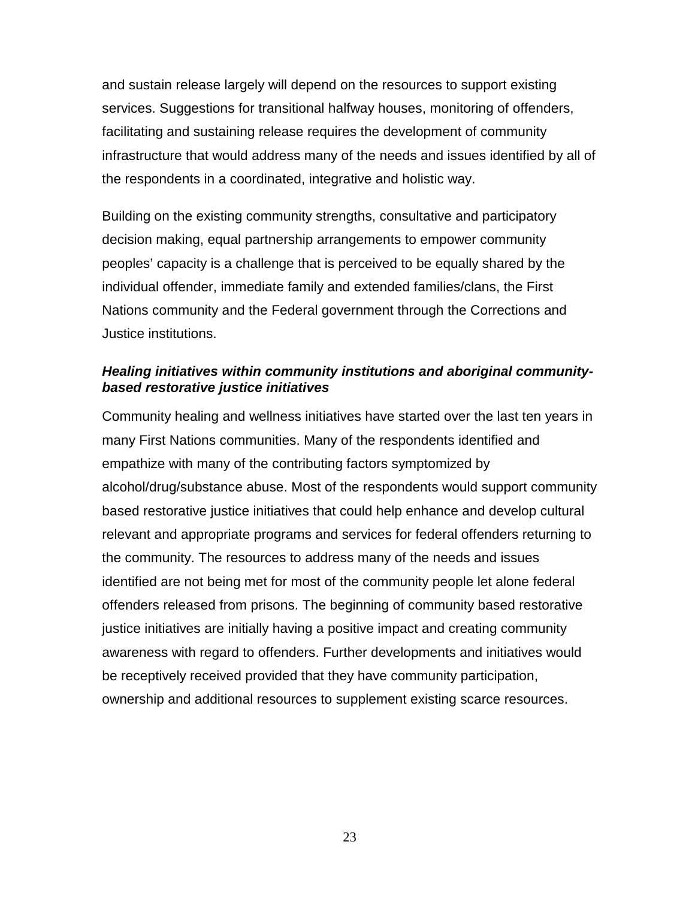and sustain release largely will depend on the resources to support existing services. Suggestions for transitional halfway houses, monitoring of offenders, facilitating and sustaining release requires the development of community infrastructure that would address many of the needs and issues identified by all of the respondents in a coordinated, integrative and holistic way.

Building on the existing community strengths, consultative and participatory decision making, equal partnership arrangements to empower community peoples' capacity is a challenge that is perceived to be equally shared by the individual offender, immediate family and extended families/clans, the First Nations community and the Federal government through the Corrections and Justice institutions.

***Healing initiatives within community institutions and aboriginal community-based restorative justice initiatives***

Community healing and wellness initiatives have started over the last ten years in many First Nations communities. Many of the respondents identified and empathize with many of the contributing factors symptomized by alcohol/drug/substance abuse. Most of the respondents would support community based restorative justice initiatives that could help enhance and develop cultural relevant and appropriate programs and services for federal offenders returning to the community. The resources to address many of the needs and issues identified are not being met for most of the community people let alone federal offenders released from prisons. The beginning of community based restorative justice initiatives are initially having a positive impact and creating community awareness with regard to offenders. Further developments and initiatives would be receptively received provided that they have community participation, ownership and additional resources to supplement existing scarce resources.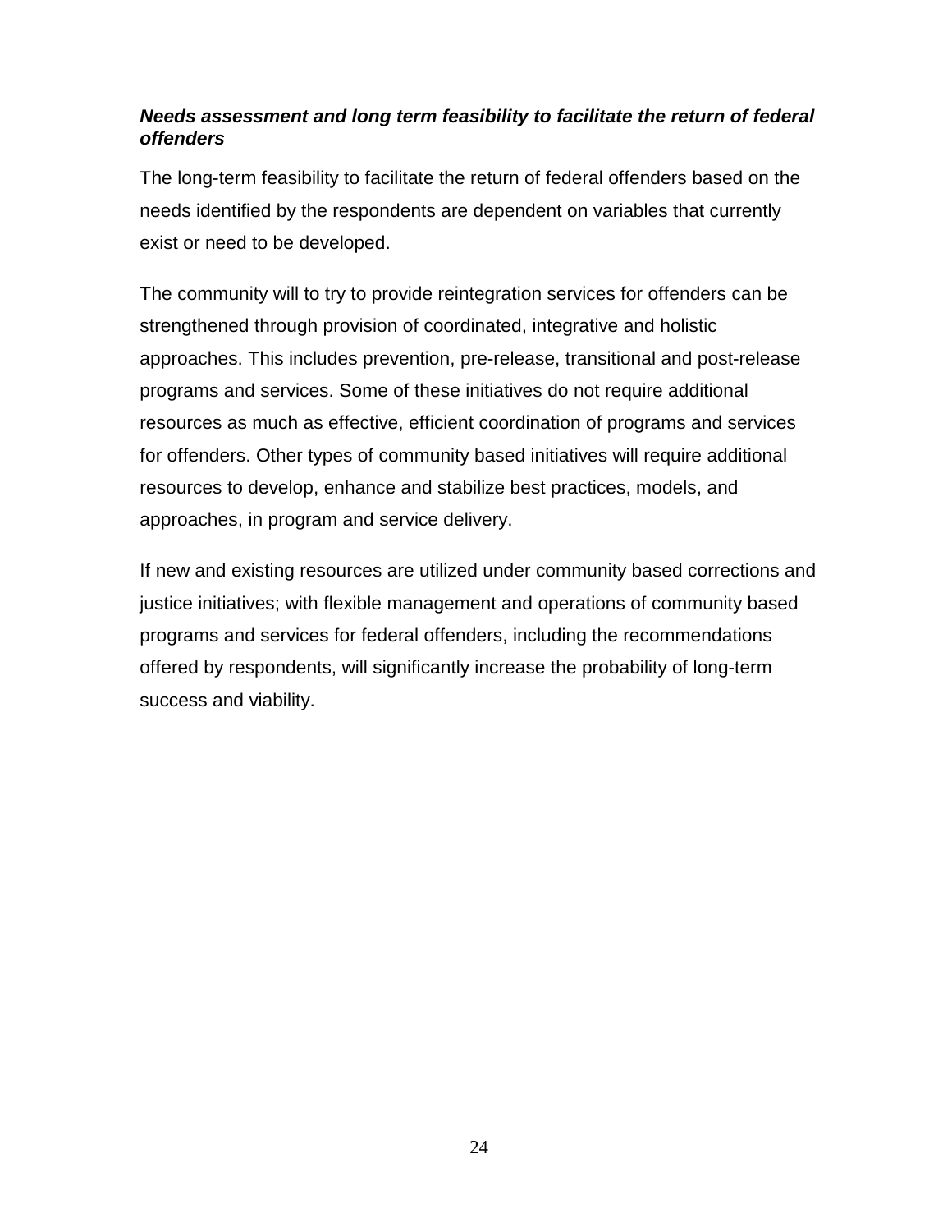***Needs assessment and long term feasibility to facilitate the return of federal offenders***

The long-term feasibility to facilitate the return of federal offenders based on the needs identified by the respondents are dependent on variables that currently exist or need to be developed.

The community will to try to provide reintegration services for offenders can be strengthened through provision of coordinated, integrative and holistic approaches. This includes prevention, pre-release, transitional and post-release programs and services. Some of these initiatives do not require additional resources as much as effective, efficient coordination of programs and services for offenders. Other types of community based initiatives will require additional resources to develop, enhance and stabilize best practices, models, and approaches, in program and service delivery.

If new and existing resources are utilized under community based corrections and justice initiatives; with flexible management and operations of community based programs and services for federal offenders, including the recommendations offered by respondents, will significantly increase the probability of long-term success and viability.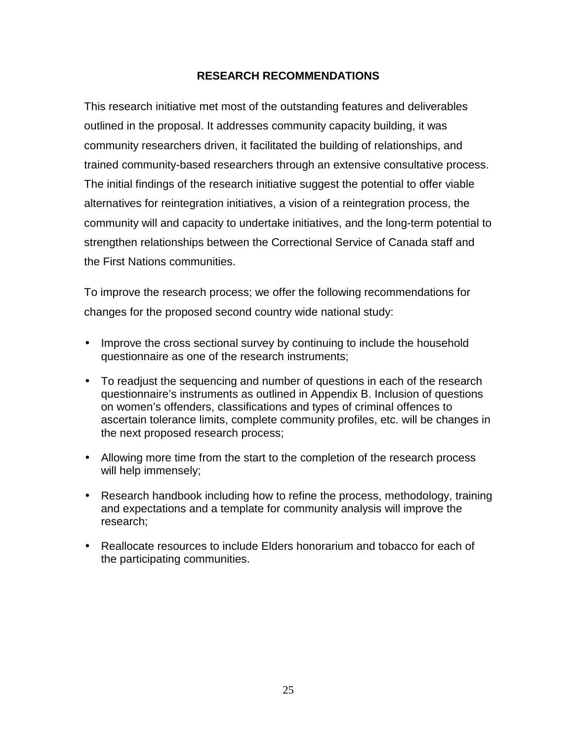## RESEARCH RECOMMENDATIONS

This research initiative met most of the outstanding features and deliverables outlined in the proposal. It addresses community capacity building, it was community researchers driven, it facilitated the building of relationships, and trained community-based researchers through an extensive consultative process. The initial findings of the research initiative suggest the potential to offer viable alternatives for reintegration initiatives, a vision of a reintegration process, the community will and capacity to undertake initiatives, and the long-term potential to strengthen relationships between the Correctional Service of Canada staff and the First Nations communities.

To improve the research process; we offer the following recommendations for changes for the proposed second country wide national study:

- Improve the cross sectional survey by continuing to include the household questionnaire as one of the research instruments;
- To readjust the sequencing and number of questions in each of the research questionnaire's instruments as outlined in Appendix B. Inclusion of questions on women's offenders, classifications and types of criminal offences to ascertain tolerance limits, complete community profiles, etc. will be changes in the next proposed research process;
- Allowing more time from the start to the completion of the research process will help immensely;
- Research handbook including how to refine the process, methodology, training and expectations and a template for community analysis will improve the research;
- Reallocate resources to include Elders honorarium and tobacco for each of the participating communities.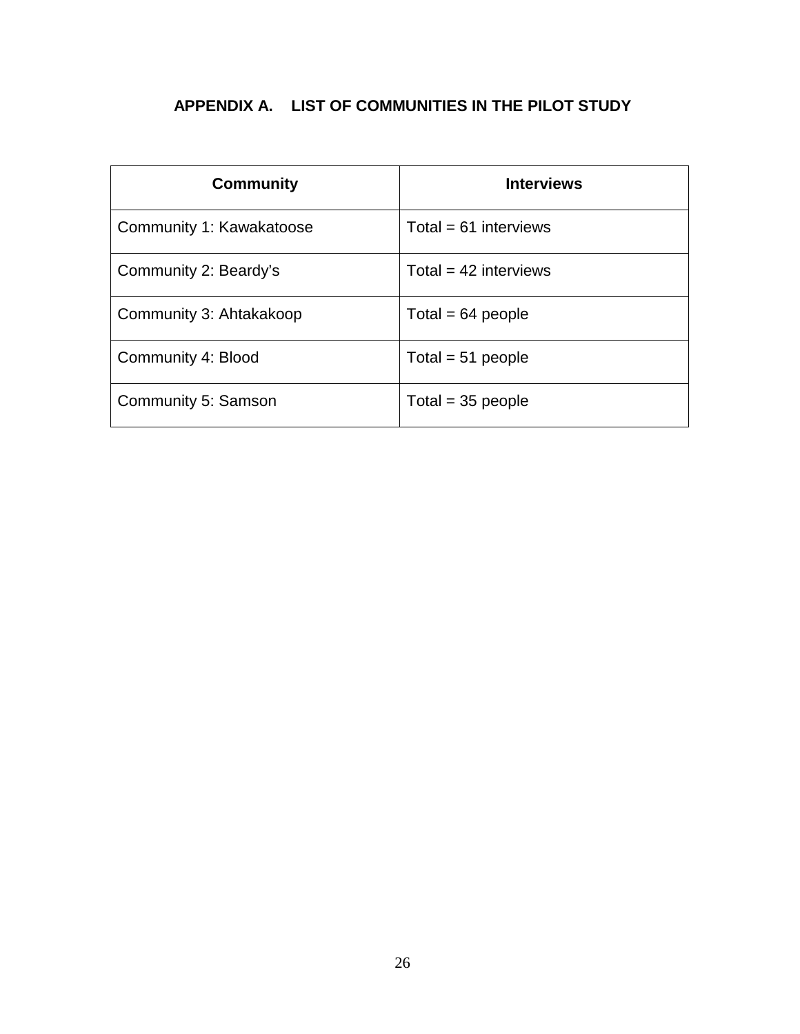## APPENDIX A. LIST OF COMMUNITIES IN THE PILOT STUDY

| Community | Interviews |
|---|---|
| Community 1: Kawakatoose | Total = 61 interviews |
| Community 2: Beardy's | Total = 42 interviews |
| Community 3: Ahtakakoop | Total = 64 people |
| Community 4: Blood | Total = 51 people |
| Community 5: Samson | Total = 35 people |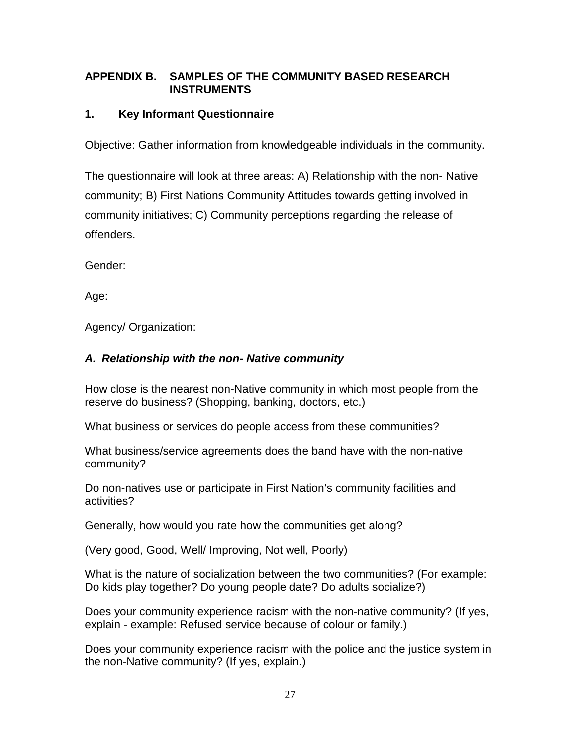## APPENDIX B. SAMPLES OF THE COMMUNITY BASED RESEARCH INSTRUMENTS

### 1. Key Informant Questionnaire

Objective: Gather information from knowledgeable individuals in the community.

The questionnaire will look at three areas: A) Relationship with the non- Native community; B) First Nations Community Attitudes towards getting involved in community initiatives; C) Community perceptions regarding the release of offenders.

Gender:

Age:

Agency/ Organization:

#### *A. Relationship with the non- Native community*

How close is the nearest non-Native community in which most people from the reserve do business? (Shopping, banking, doctors, etc.)

What business or services do people access from these communities?

What business/service agreements does the band have with the non-native community?

Do non-natives use or participate in First Nation's community facilities and activities?

Generally, how would you rate how the communities get along?

(Very good, Good, Well/ Improving, Not well, Poorly)

What is the nature of socialization between the two communities? (For example: Do kids play together? Do young people date? Do adults socialize?)

Does your community experience racism with the non-native community? (If yes, explain - example: Refused service because of colour or family.)

Does your community experience racism with the police and the justice system in the non-Native community? (If yes, explain.)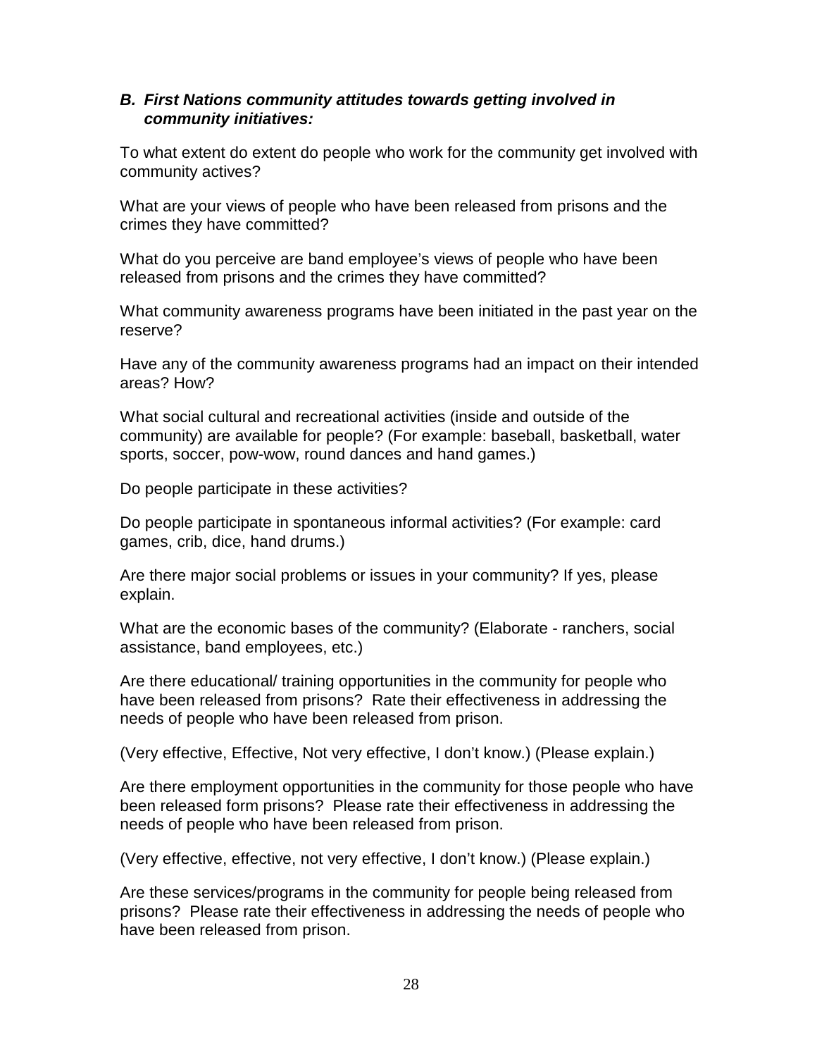### *B. First Nations community attitudes towards getting involved in community initiatives:*

To what extent do extent do people who work for the community get involved with community actives?

What are your views of people who have been released from prisons and the crimes they have committed?

What do you perceive are band employee's views of people who have been released from prisons and the crimes they have committed?

What community awareness programs have been initiated in the past year on the reserve?

Have any of the community awareness programs had an impact on their intended areas? How?

What social cultural and recreational activities (inside and outside of the community) are available for people? (For example: baseball, basketball, water sports, soccer, pow-wow, round dances and hand games.)

Do people participate in these activities?

Do people participate in spontaneous informal activities? (For example: card games, crib, dice, hand drums.)

Are there major social problems or issues in your community? If yes, please explain.

What are the economic bases of the community? (Elaborate - ranchers, social assistance, band employees, etc.)

Are there educational/ training opportunities in the community for people who have been released from prisons? Rate their effectiveness in addressing the needs of people who have been released from prison.

(Very effective, Effective, Not very effective, I don't know.) (Please explain.)

Are there employment opportunities in the community for those people who have been released form prisons? Please rate their effectiveness in addressing the needs of people who have been released from prison.

(Very effective, effective, not very effective, I don't know.) (Please explain.)

Are these services/programs in the community for people being released from prisons? Please rate their effectiveness in addressing the needs of people who have been released from prison.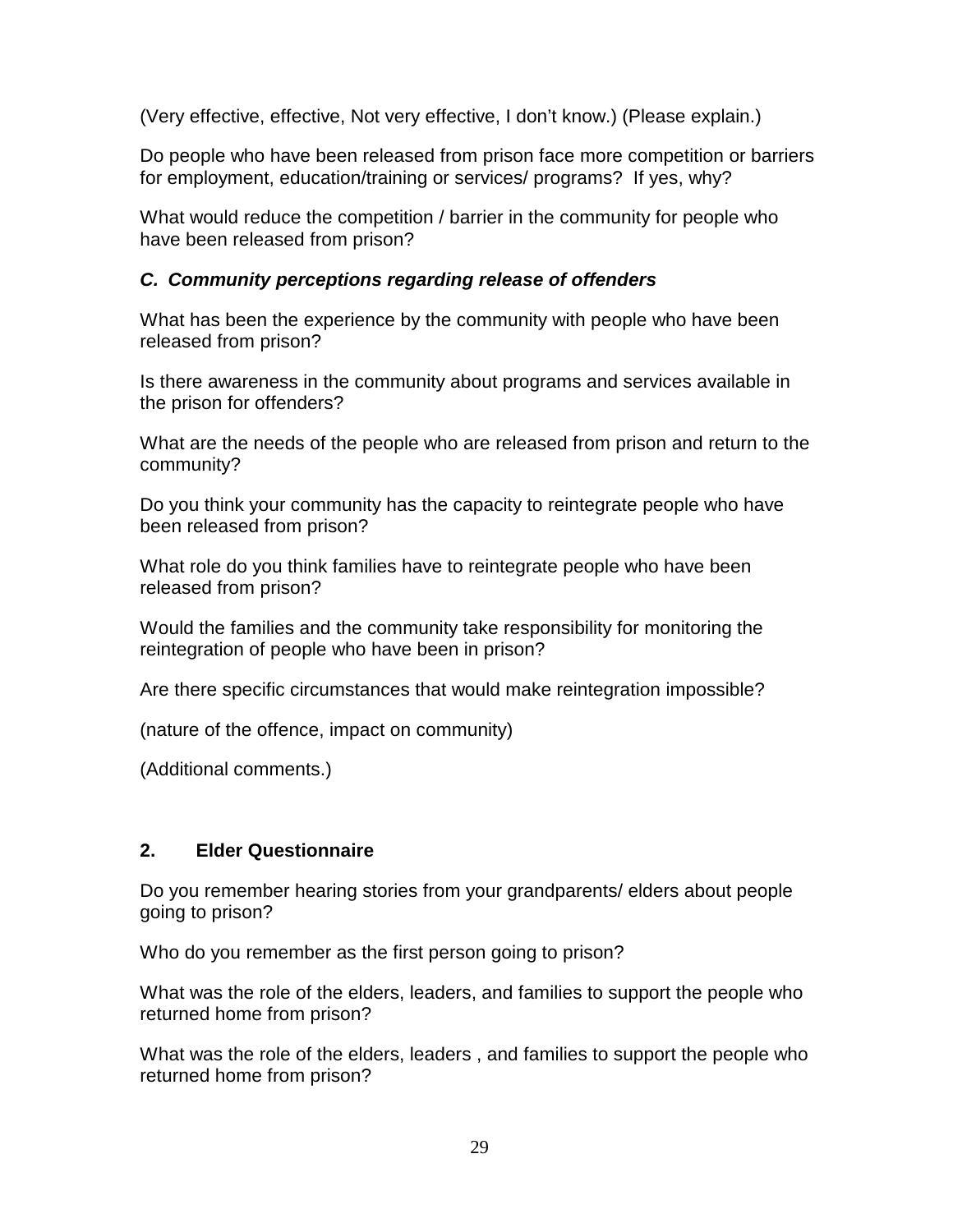(Very effective, effective, Not very effective, I don't know.) (Please explain.)

Do people who have been released from prison face more competition or barriers for employment, education/training or services/ programs? If yes, why?

What would reduce the competition / barrier in the community for people who have been released from prison?

### *C. Community perceptions regarding release of offenders*

What has been the experience by the community with people who have been released from prison?

Is there awareness in the community about programs and services available in the prison for offenders?

What are the needs of the people who are released from prison and return to the community?

Do you think your community has the capacity to reintegrate people who have been released from prison?

What role do you think families have to reintegrate people who have been released from prison?

Would the families and the community take responsibility for monitoring the reintegration of people who have been in prison?

Are there specific circumstances that would make reintegration impossible?

(nature of the offence, impact on community)

(Additional comments.)

## 2. Elder Questionnaire

Do you remember hearing stories from your grandparents/ elders about people going to prison?

Who do you remember as the first person going to prison?

What was the role of the elders, leaders, and families to support the people who returned home from prison?

What was the role of the elders, leaders , and families to support the people who returned home from prison?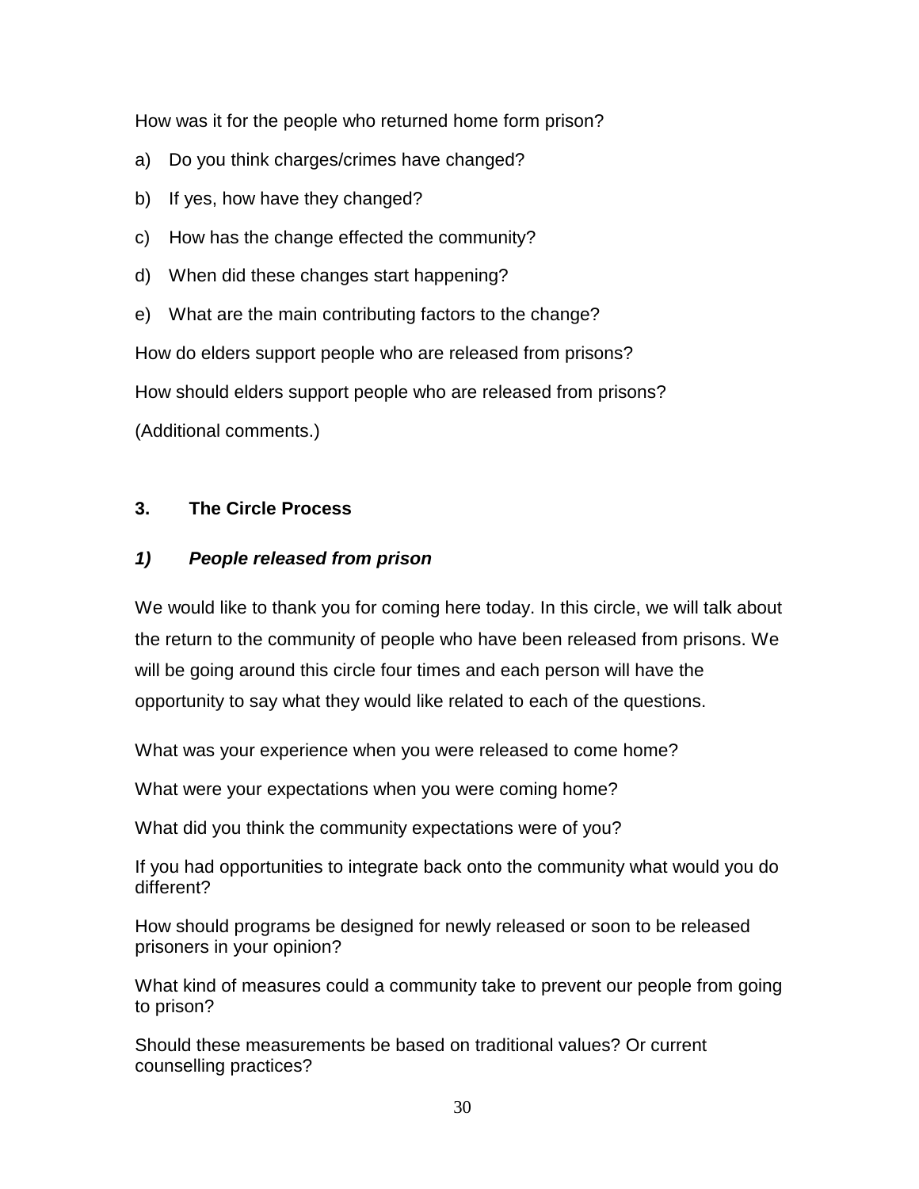How was it for the people who returned home form prison?

a) Do you think charges/crimes have changed?

b) If yes, how have they changed?

c) How has the change effected the community?

d) When did these changes start happening?

e) What are the main contributing factors to the change?

How do elders support people who are released from prisons?

How should elders support people who are released from prisons?

(Additional comments.)

## 3. The Circle Process

### *1) People released from prison*

We would like to thank you for coming here today. In this circle, we will talk about the return to the community of people who have been released from prisons. We will be going around this circle four times and each person will have the opportunity to say what they would like related to each of the questions.

What was your experience when you were released to come home?

What were your expectations when you were coming home?

What did you think the community expectations were of you?

If you had opportunities to integrate back onto the community what would you do different?

How should programs be designed for newly released or soon to be released prisoners in your opinion?

What kind of measures could a community take to prevent our people from going to prison?

Should these measurements be based on traditional values? Or current counselling practices?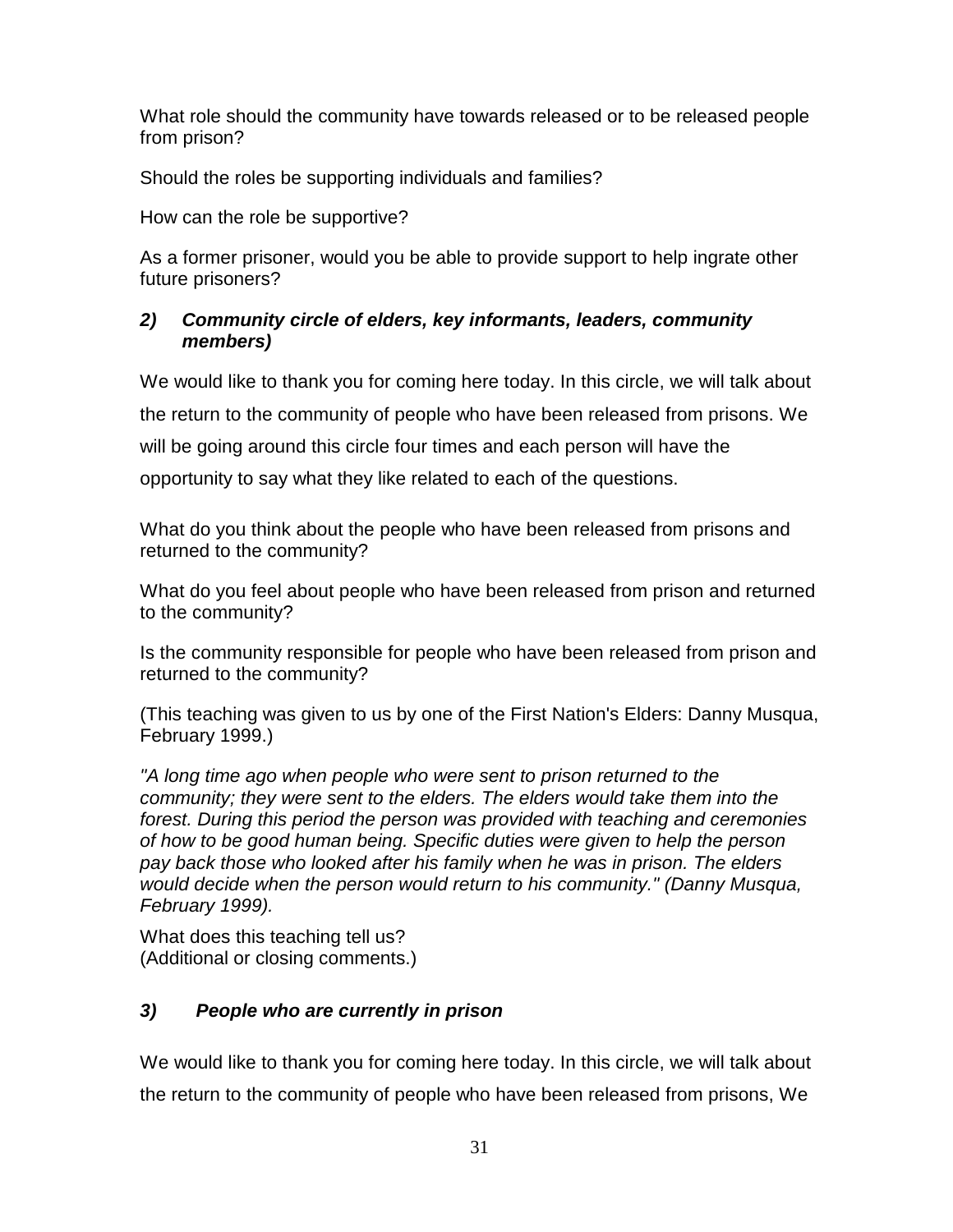What role should the community have towards released or to be released people from prison?

Should the roles be supporting individuals and families?

How can the role be supportive?

As a former prisoner, would you be able to provide support to help ingrate other future prisoners?

### *2) Community circle of elders, key informants, leaders, community members)*

We would like to thank you for coming here today. In this circle, we will talk about the return to the community of people who have been released from prisons. We will be going around this circle four times and each person will have the opportunity to say what they like related to each of the questions.

What do you think about the people who have been released from prisons and returned to the community?

What do you feel about people who have been released from prison and returned to the community?

Is the community responsible for people who have been released from prison and returned to the community?

(This teaching was given to us by one of the First Nation's Elders: Danny Musqua, February 1999.)

*"A long time ago when people who were sent to prison returned to the community; they were sent to the elders. The elders would take them into the forest. During this period the person was provided with teaching and ceremonies of how to be good human being. Specific duties were given to help the person pay back those who looked after his family when he was in prison. The elders would decide when the person would return to his community." (Danny Musqua, February 1999).*

What does this teaching tell us?
(Additional or closing comments.)

### *3) People who are currently in prison*

We would like to thank you for coming here today. In this circle, we will talk about the return to the community of people who have been released from prisons, We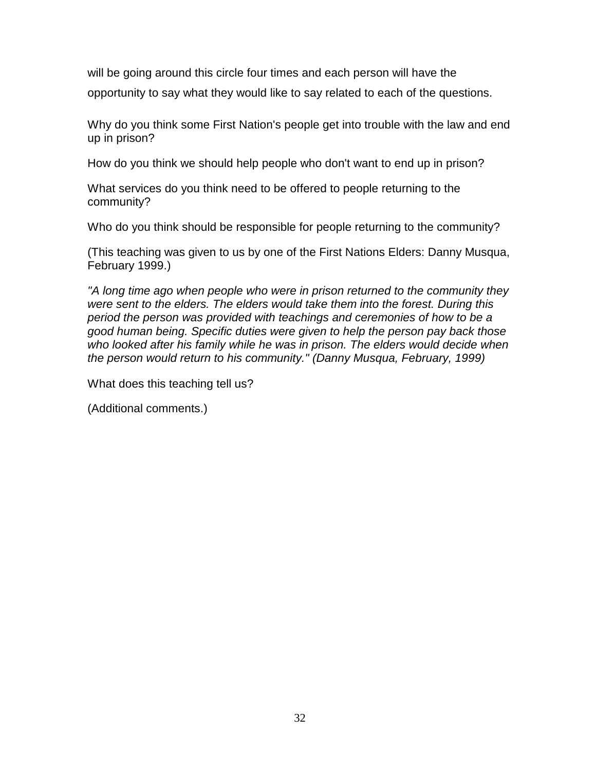will be going around this circle four times and each person will have the opportunity to say what they would like to say related to each of the questions.

Why do you think some First Nation's people get into trouble with the law and end up in prison?

How do you think we should help people who don't want to end up in prison?

What services do you think need to be offered to people returning to the community?

Who do you think should be responsible for people returning to the community?

(This teaching was given to us by one of the First Nations Elders: Danny Musqua, February 1999.)

*"A long time ago when people who were in prison returned to the community they were sent to the elders. The elders would take them into the forest. During this period the person was provided with teachings and ceremonies of how to be a good human being. Specific duties were given to help the person pay back those who looked after his family while he was in prison. The elders would decide when the person would return to his community." (Danny Musqua, February, 1999)*

What does this teaching tell us?

(Additional comments.)